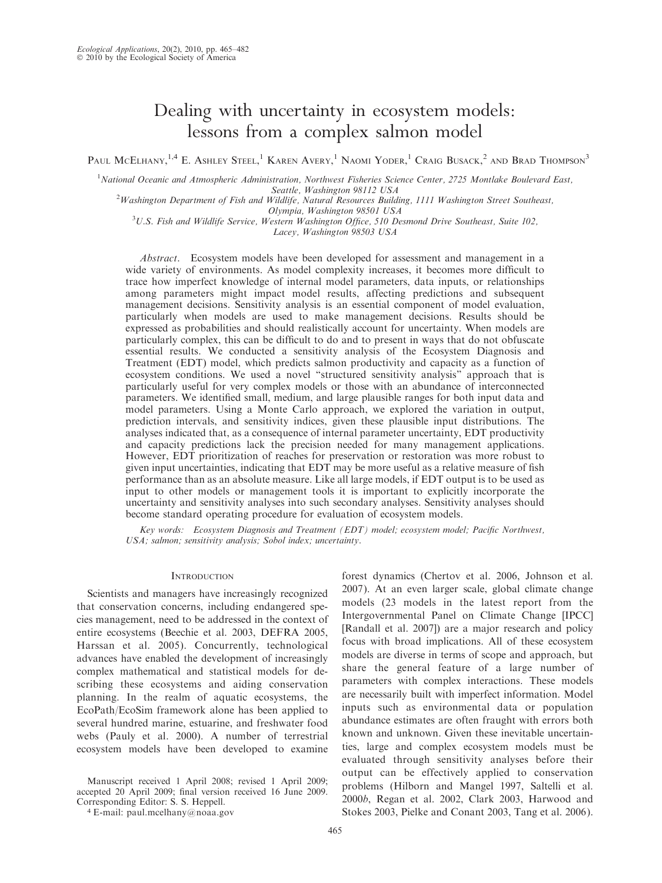# Dealing with uncertainty in ecosystem models: lessons from a complex salmon model

Paul McElhany,[1,4] E. Ashley Steel,[1] Karen Avery,[1] Naomi Yoder,[1] Craig Busack,[2] and Brad Thompson[3]

[1]National Oceanic and Atmospheric Administration, Northwest Fisheries Science Center, 2725 Montlake Boulevard East, Seattle, Washington 98112 USA

[2]Washington Department of Fish and Wildlife, Natural Resources Building, 1111 Washington Street Southeast, Olympia, Washington 98501 USA

[3]U.S. Fish and Wildlife Service, Western Washington Office, 510 Desmond Drive Southeast, Suite 102, Lacey, Washington 98503 USA

*Abstract.* Ecosystem models have been developed for assessment and management in a wide variety of environments. As model complexity increases, it becomes more difficult to trace how imperfect knowledge of internal model parameters, data inputs, or relationships among parameters might impact model results, affecting predictions and subsequent management decisions. Sensitivity analysis is an essential component of model evaluation, particularly when models are used to make management decisions. Results should be expressed as probabilities and should realistically account for uncertainty. When models are particularly complex, this can be difficult to do and to present in ways that do not obfuscate essential results. We conducted a sensitivity analysis of the Ecosystem Diagnosis and Treatment (EDT) model, which predicts salmon productivity and capacity as a function of ecosystem conditions. We used a novel "structured sensitivity analysis" approach that is particularly useful for very complex models or those with an abundance of interconnected parameters. We identified small, medium, and large plausible ranges for both input data and model parameters. Using a Monte Carlo approach, we explored the variation in output, prediction intervals, and sensitivity indices, given these plausible input distributions. The analyses indicated that, as a consequence of internal parameter uncertainty, EDT productivity and capacity predictions lack the precision needed for many management applications. However, EDT prioritization of reaches for preservation or restoration was more robust to given input uncertainties, indicating that EDT may be more useful as a relative measure of fish performance than as an absolute measure. Like all large models, if EDT output is to be used as input to other models or management tools it is important to explicitly incorporate the uncertainty and sensitivity analyses into such secondary analyses. Sensitivity analyses should become standard operating procedure for evaluation of ecosystem models.

*Key words: Ecosystem Diagnosis and Treatment (EDT) model; ecosystem model; Pacific Northwest, USA; salmon; sensitivity analysis; Sobol index; uncertainty.*

## Introduction

Scientists and managers have increasingly recognized that conservation concerns, including endangered species management, need to be addressed in the context of entire ecosystems (Beechie et al. 2003, DEFRA 2005, Harssan et al. 2005). Concurrently, technological advances have enabled the development of increasingly complex mathematical and statistical models for describing these ecosystems and aiding conservation planning. In the realm of aquatic ecosystems, the EcoPath/EcoSim framework alone has been applied to several hundred marine, estuarine, and freshwater food webs (Pauly et al. 2000). A number of terrestrial ecosystem models have been developed to examine forest dynamics (Chertov et al. 2006, Johnson et al. 2007). At an even larger scale, global climate change models (23 models in the latest report from the Intergovernmental Panel on Climate Change [IPCC] [Randall et al. 2007]) are a major research and policy focus with broad implications. All of these ecosystem models are diverse in terms of scope and approach, but share the general feature of a large number of parameters with complex interactions. These models are necessarily built with imperfect information. Model inputs such as environmental data or population abundance estimates are often fraught with errors both known and unknown. Given these inevitable uncertainties, large and complex ecosystem models must be evaluated through sensitivity analyses before their output can be effectively applied to conservation problems (Hilborn and Mangel 1997, Saltelli et al. 2000*b*, Regan et al. 2002, Clark 2003, Harwood and Stokes 2003, Pielke and Conant 2003, Tang et al. 2006).

Manuscript received 1 April 2008; revised 1 April 2009; accepted 20 April 2009; final version received 16 June 2009. Corresponding Editor: S. S. Heppell.

[4] E-mail: paul.mcelhany@noaa.gov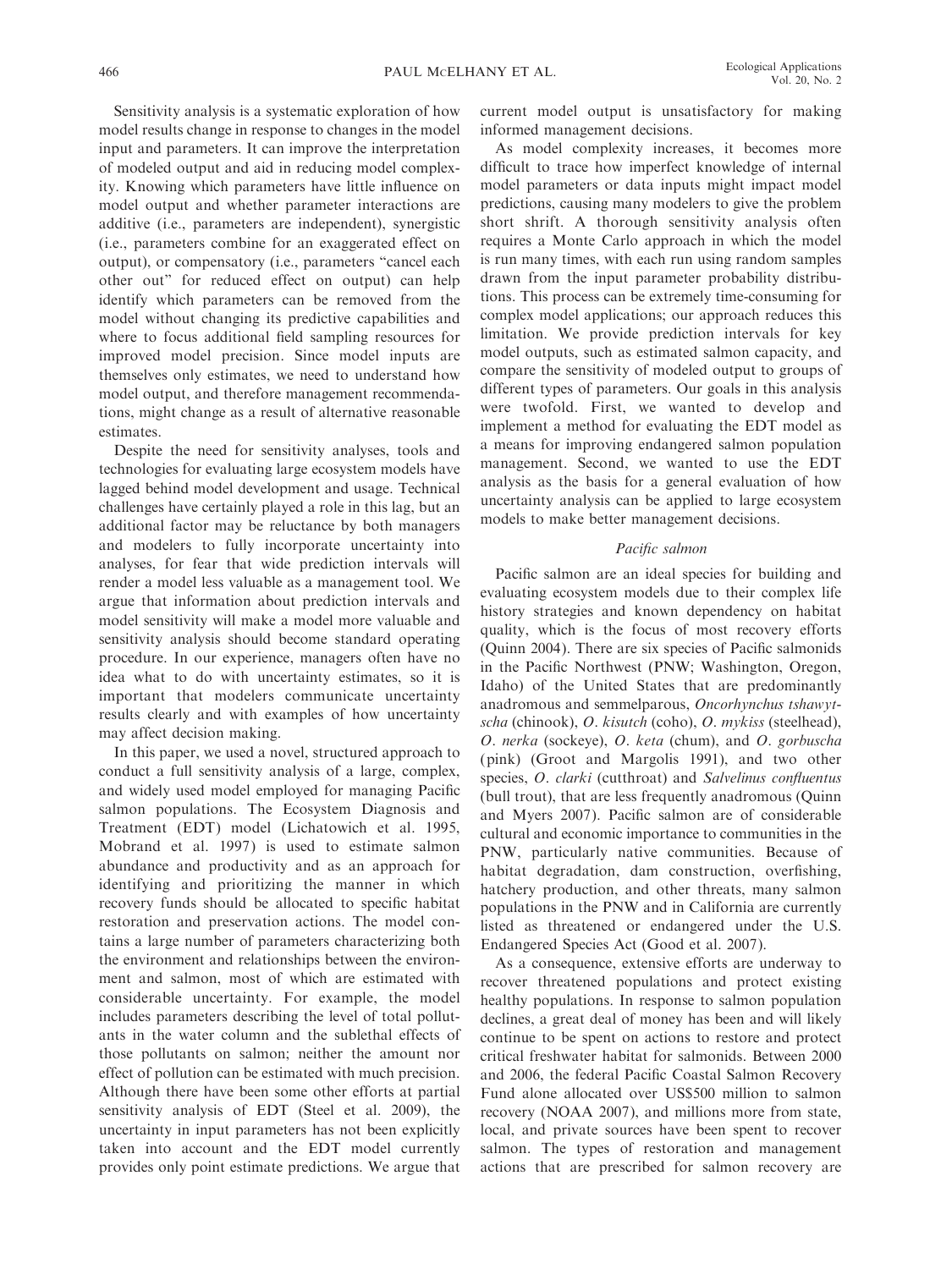Sensitivity analysis is a systematic exploration of how model results change in response to changes in the model input and parameters. It can improve the interpretation of modeled output and aid in reducing model complexity. Knowing which parameters have little influence on model output and whether parameter interactions are additive (i.e., parameters are independent), synergistic (i.e., parameters combine for an exaggerated effect on output), or compensatory (i.e., parameters "cancel each other out" for reduced effect on output) can help identify which parameters can be removed from the model without changing its predictive capabilities and where to focus additional field sampling resources for improved model precision. Since model inputs are themselves only estimates, we need to understand how model output, and therefore management recommendations, might change as a result of alternative reasonable estimates.

Despite the need for sensitivity analyses, tools and technologies for evaluating large ecosystem models have lagged behind model development and usage. Technical challenges have certainly played a role in this lag, but an additional factor may be reluctance by both managers and modelers to fully incorporate uncertainty into analyses, for fear that wide prediction intervals will render a model less valuable as a management tool. We argue that information about prediction intervals and model sensitivity will make a model more valuable and sensitivity analysis should become standard operating procedure. In our experience, managers often have no idea what to do with uncertainty estimates, so it is important that modelers communicate uncertainty results clearly and with examples of how uncertainty may affect decision making.

In this paper, we used a novel, structured approach to conduct a full sensitivity analysis of a large, complex, and widely used model employed for managing Pacific salmon populations. The Ecosystem Diagnosis and Treatment (EDT) model (Lichatowich et al. 1995, Mobrand et al. 1997) is used to estimate salmon abundance and productivity and as an approach for identifying and prioritizing the manner in which recovery funds should be allocated to specific habitat restoration and preservation actions. The model contains a large number of parameters characterizing both the environment and relationships between the environment and salmon, most of which are estimated with considerable uncertainty. For example, the model includes parameters describing the level of total pollutants in the water column and the sublethal effects of those pollutants on salmon; neither the amount nor effect of pollution can be estimated with much precision. Although there have been some other efforts at partial sensitivity analysis of EDT (Steel et al. 2009), the uncertainty in input parameters has not been explicitly taken into account and the EDT model currently provides only point estimate predictions. We argue that current model output is unsatisfactory for making informed management decisions.

As model complexity increases, it becomes more difficult to trace how imperfect knowledge of internal model parameters or data inputs might impact model predictions, causing many modelers to give the problem short shrift. A thorough sensitivity analysis often requires a Monte Carlo approach in which the model is run many times, with each run using random samples drawn from the input parameter probability distributions. This process can be extremely time-consuming for complex model applications; our approach reduces this limitation. We provide prediction intervals for key model outputs, such as estimated salmon capacity, and compare the sensitivity of modeled output to groups of different types of parameters. Our goals in this analysis were twofold. First, we wanted to develop and implement a method for evaluating the EDT model as a means for improving endangered salmon population management. Second, we wanted to use the EDT analysis as the basis for a general evaluation of how uncertainty analysis can be applied to large ecosystem models to make better management decisions.

### *Pacific salmon*

Pacific salmon are an ideal species for building and evaluating ecosystem models due to their complex life history strategies and known dependency on habitat quality, which is the focus of most recovery efforts (Quinn 2004). There are six species of Pacific salmonids in the Pacific Northwest (PNW; Washington, Oregon, Idaho) of the United States that are predominantly anadromous and semmelparous, *Oncorhynchus tshawytscha* (chinook), *O. kisutch* (coho), *O. mykiss* (steelhead), *O. nerka* (sockeye), *O. keta* (chum), and *O. gorbuscha* (pink) (Groot and Margolis 1991), and two other species, *O. clarki* (cutthroat) and *Salvelinus confluentus* (bull trout), that are less frequently anadromous (Quinn and Myers 2007). Pacific salmon are of considerable cultural and economic importance to communities in the PNW, particularly native communities. Because of habitat degradation, dam construction, overfishing, hatchery production, and other threats, many salmon populations in the PNW and in California are currently listed as threatened or endangered under the U.S. Endangered Species Act (Good et al. 2007).

As a consequence, extensive efforts are underway to recover threatened populations and protect existing healthy populations. In response to salmon population declines, a great deal of money has been and will likely continue to be spent on actions to restore and protect critical freshwater habitat for salmonids. Between 2000 and 2006, the federal Pacific Coastal Salmon Recovery Fund alone allocated over US$500 million to salmon recovery (NOAA 2007), and millions more from state, local, and private sources have been spent to recover salmon. The types of restoration and management actions that are prescribed for salmon recovery are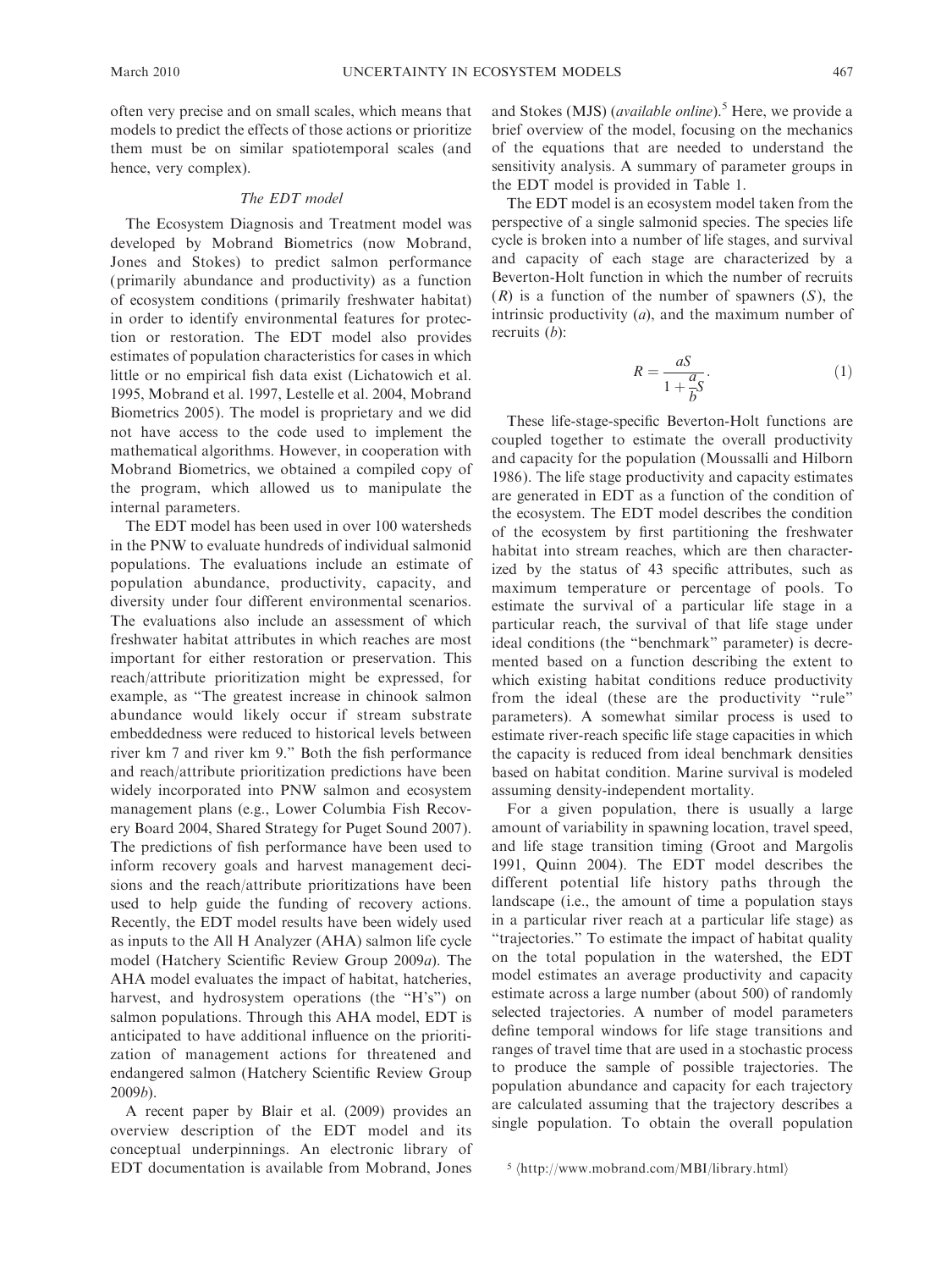often very precise and on small scales, which means that models to predict the effects of those actions or prioritize them must be on similar spatiotemporal scales (and hence, very complex).

### *The EDT model*

The Ecosystem Diagnosis and Treatment model was developed by Mobrand Biometrics (now Mobrand, Jones and Stokes) to predict salmon performance (primarily abundance and productivity) as a function of ecosystem conditions (primarily freshwater habitat) in order to identify environmental features for protection or restoration. The EDT model also provides estimates of population characteristics for cases in which little or no empirical fish data exist (Lichatowich et al. 1995, Mobrand et al. 1997, Lestelle et al. 2004, Mobrand Biometrics 2005). The model is proprietary and we did not have access to the code used to implement the mathematical algorithms. However, in cooperation with Mobrand Biometrics, we obtained a compiled copy of the program, which allowed us to manipulate the internal parameters.

The EDT model has been used in over 100 watersheds in the PNW to evaluate hundreds of individual salmonid populations. The evaluations include an estimate of population abundance, productivity, capacity, and diversity under four different environmental scenarios. The evaluations also include an assessment of which freshwater habitat attributes in which reaches are most important for either restoration or preservation. This reach/attribute prioritization might be expressed, for example, as "The greatest increase in chinook salmon abundance would likely occur if stream substrate embeddedness were reduced to historical levels between river km 7 and river km 9." Both the fish performance and reach/attribute prioritization predictions have been widely incorporated into PNW salmon and ecosystem management plans (e.g., Lower Columbia Fish Recovery Board 2004, Shared Strategy for Puget Sound 2007). The predictions of fish performance have been used to inform recovery goals and harvest management decisions and the reach/attribute prioritizations have been used to help guide the funding of recovery actions. Recently, the EDT model results have been widely used as inputs to the All H Analyzer (AHA) salmon life cycle model (Hatchery Scientific Review Group 2009*a*). The AHA model evaluates the impact of habitat, hatcheries, harvest, and hydrosystem operations (the "H's") on salmon populations. Through this AHA model, EDT is anticipated to have additional influence on the prioritization of management actions for threatened and endangered salmon (Hatchery Scientific Review Group 2009*b*).

A recent paper by Blair et al. (2009) provides an overview description of the EDT model and its conceptual underpinnings. An electronic library of EDT documentation is available from Mobrand, Jones and Stokes (MJS) (*available online*).[5] Here, we provide a brief overview of the model, focusing on the mechanics of the equations that are needed to understand the sensitivity analysis. A summary of parameter groups in the EDT model is provided in Table 1.

The EDT model is an ecosystem model taken from the perspective of a single salmonid species. The species life cycle is broken into a number of life stages, and survival and capacity of each stage are characterized by a Beverton-Holt function in which the number of recruits ($R$) is a function of the number of spawners ($S$), the intrinsic productivity ($a$), and the maximum number of recruits ($b$):

$$R = \frac{aS}{1 + \frac{a}{b}S}. \tag{1}$$

These life-stage-specific Beverton-Holt functions are coupled together to estimate the overall productivity and capacity for the population (Moussalli and Hilborn 1986). The life stage productivity and capacity estimates are generated in EDT as a function of the condition of the ecosystem. The EDT model describes the condition of the ecosystem by first partitioning the freshwater habitat into stream reaches, which are then characterized by the status of 43 specific attributes, such as maximum temperature or percentage of pools. To estimate the survival of a particular life stage in a particular reach, the survival of that life stage under ideal conditions (the "benchmark" parameter) is decremented based on a function describing the extent to which existing habitat conditions reduce productivity from the ideal (these are the productivity "rule" parameters). A somewhat similar process is used to estimate river-reach specific life stage capacities in which the capacity is reduced from ideal benchmark densities based on habitat condition. Marine survival is modeled assuming density-independent mortality.

For a given population, there is usually a large amount of variability in spawning location, travel speed, and life stage transition timing (Groot and Margolis 1991, Quinn 2004). The EDT model describes the different potential life history paths through the landscape (i.e., the amount of time a population stays in a particular river reach at a particular life stage) as "trajectories." To estimate the impact of habitat quality on the total population in the watershed, the EDT model estimates an average productivity and capacity estimate across a large number (about 500) of randomly selected trajectories. A number of model parameters define temporal windows for life stage transitions and ranges of travel time that are used in a stochastic process to produce the sample of possible trajectories. The population abundance and capacity for each trajectory are calculated assuming that the trajectory describes a single population. To obtain the overall population

[5] ⟨http://www.mobrand.com/MBI/library.html⟩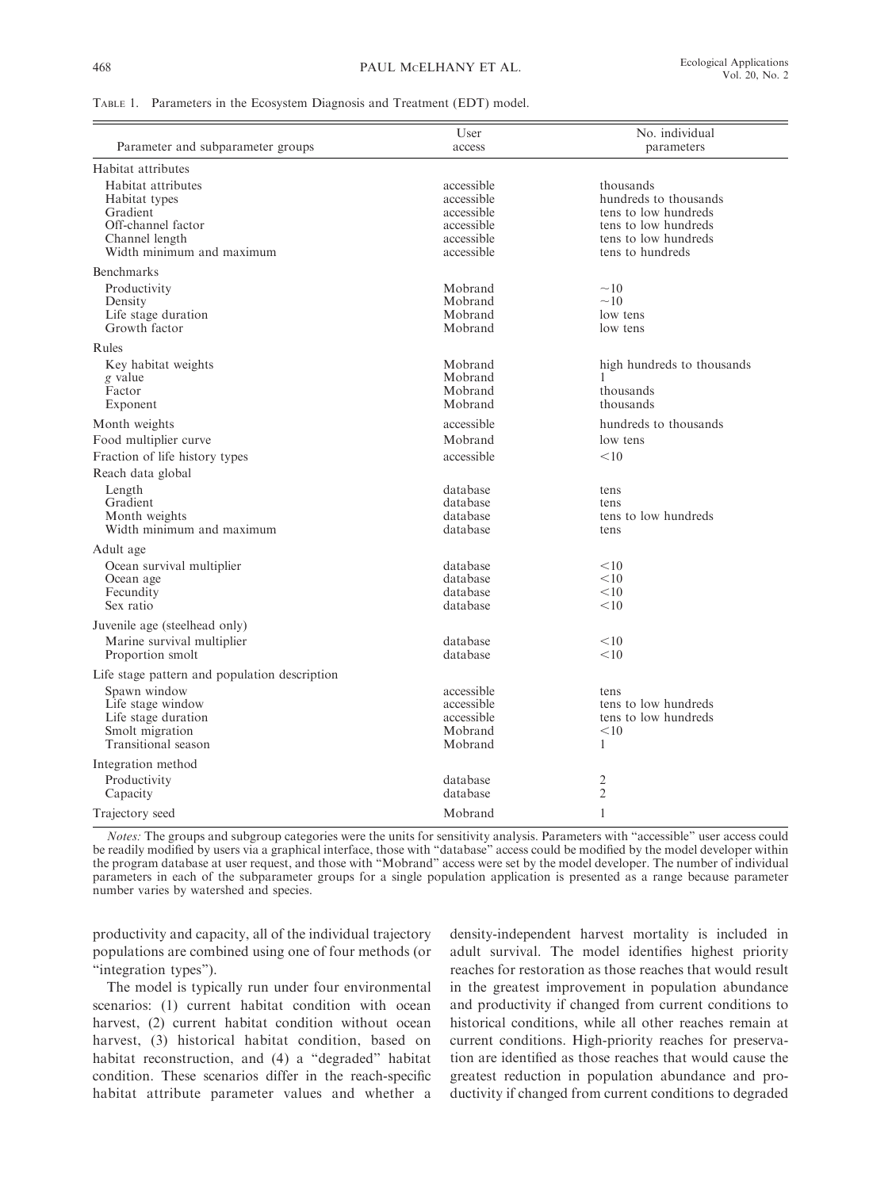TABLE 1. Parameters in the Ecosystem Diagnosis and Treatment (EDT) model.

| Parameter and subparameter groups | User access | No. individual parameters |
|---|---|---|
| Habitat attributes | | |
| Habitat attributes | accessible | thousands |
| Habitat types | accessible | hundreds to thousands |
| Gradient | accessible | tens to low hundreds |
| Off-channel factor | accessible | tens to low hundreds |
| Channel length | accessible | tens to low hundreds |
| Width minimum and maximum | accessible | tens to hundreds |
| Benchmarks | | |
| Productivity | Mobrand | ~10 |
| Density | Mobrand | ~10 |
| Life stage duration | Mobrand | low tens |
| Growth factor | Mobrand | low tens |
| Rules | | |
| Key habitat weights | Mobrand | high hundreds to thousands |
| *g* value | Mobrand | 1 |
| Factor | Mobrand | thousands |
| Exponent | Mobrand | thousands |
| Month weights | accessible | hundreds to thousands |
| Food multiplier curve | Mobrand | low tens |
| Fraction of life history types | accessible | <10 |
| Reach data global | | |
| Length | database | tens |
| Gradient | database | tens |
| Month weights | database | tens to low hundreds |
| Width minimum and maximum | database | tens |
| Adult age | | |
| Ocean survival multiplier | database | <10 |
| Ocean age | database | <10 |
| Fecundity | database | <10 |
| Sex ratio | database | <10 |
| Juvenile age (steelhead only) | | |
| Marine survival multiplier | database | <10 |
| Proportion smolt | database | <10 |
| Life stage pattern and population description | | |
| Spawn window | accessible | tens |
| Life stage window | accessible | tens to low hundreds |
| Life stage duration | accessible | tens to low hundreds |
| Smolt migration | Mobrand | <10 |
| Transitional season | Mobrand | 1 |
| Integration method | | |
| Productivity | database | 2 |
| Capacity | database | 2 |
| Trajectory seed | Mobrand | 1 |

*Notes:* The groups and subgroup categories were the units for sensitivity analysis. Parameters with "accessible" user access could be readily modified by users via a graphical interface, those with "database" access could be modified by the model developer within the program database at user request, and those with "Mobrand" access were set by the model developer. The number of individual parameters in each of the subparameter groups for a single population application is presented as a range because parameter number varies by watershed and species.

productivity and capacity, all of the individual trajectory populations are combined using one of four methods (or "integration types").

The model is typically run under four environmental scenarios: (1) current habitat condition with ocean harvest, (2) current habitat condition without ocean harvest, (3) historical habitat condition, based on habitat reconstruction, and (4) a "degraded" habitat condition. These scenarios differ in the reach-specific habitat attribute parameter values and whether a density-independent harvest mortality is included in adult survival. The model identifies highest priority reaches for restoration as those reaches that would result in the greatest improvement in population abundance and productivity if changed from current conditions to historical conditions, while all other reaches remain at current conditions. High-priority reaches for preservation are identified as those reaches that would cause the greatest reduction in population abundance and productivity if changed from current conditions to degraded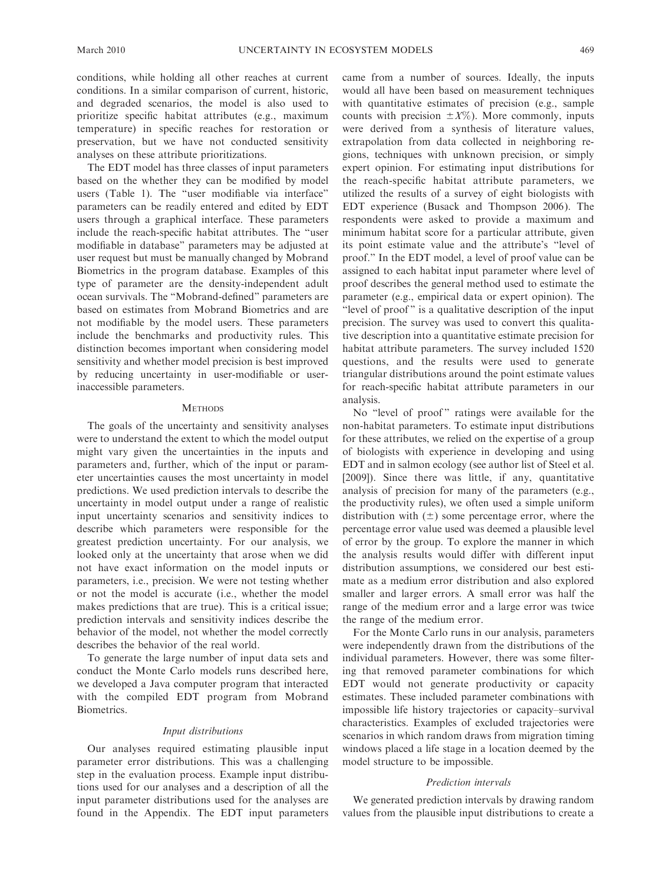conditions, while holding all other reaches at current conditions. In a similar comparison of current, historic, and degraded scenarios, the model is also used to prioritize specific habitat attributes (e.g., maximum temperature) in specific reaches for restoration or preservation, but we have not conducted sensitivity analyses on these attribute prioritizations.

The EDT model has three classes of input parameters based on the whether they can be modified by model users (Table 1). The "user modifiable via interface" parameters can be readily entered and edited by EDT users through a graphical interface. These parameters include the reach-specific habitat attributes. The "user modifiable in database" parameters may be adjusted at user request but must be manually changed by Mobrand Biometrics in the program database. Examples of this type of parameter are the density-independent adult ocean survivals. The "Mobrand-defined" parameters are based on estimates from Mobrand Biometrics and are not modifiable by the model users. These parameters include the benchmarks and productivity rules. This distinction becomes important when considering model sensitivity and whether model precision is best improved by reducing uncertainty in user-modifiable or user-inaccessible parameters.

## Methods

The goals of the uncertainty and sensitivity analyses were to understand the extent to which the model output might vary given the uncertainties in the inputs and parameters and, further, which of the input or parameter uncertainties causes the most uncertainty in model predictions. We used prediction intervals to describe the uncertainty in model output under a range of realistic input uncertainty scenarios and sensitivity indices to describe which parameters were responsible for the greatest prediction uncertainty. For our analysis, we looked only at the uncertainty that arose when we did not have exact information on the model inputs or parameters, i.e., precision. We were not testing whether or not the model is accurate (i.e., whether the model makes predictions that are true). This is a critical issue; prediction intervals and sensitivity indices describe the behavior of the model, not whether the model correctly describes the behavior of the real world.

To generate the large number of input data sets and conduct the Monte Carlo models runs described here, we developed a Java computer program that interacted with the compiled EDT program from Mobrand Biometrics.

### Input distributions

Our analyses required estimating plausible input parameter error distributions. This was a challenging step in the evaluation process. Example input distributions used for our analyses and a description of all the input parameter distributions used for the analyses are found in the Appendix. The EDT input parameters came from a number of sources. Ideally, the inputs would all have been based on measurement techniques with quantitative estimates of precision (e.g., sample counts with precision $\pm X\%$). More commonly, inputs were derived from a synthesis of literature values, extrapolation from data collected in neighboring regions, techniques with unknown precision, or simply expert opinion. For estimating input distributions for the reach-specific habitat attribute parameters, we utilized the results of a survey of eight biologists with EDT experience (Busack and Thompson 2006). The respondents were asked to provide a maximum and minimum habitat score for a particular attribute, given its point estimate value and the attribute's "level of proof." In the EDT model, a level of proof value can be assigned to each habitat input parameter where level of proof describes the general method used to estimate the parameter (e.g., empirical data or expert opinion). The "level of proof" is a qualitative description of the input precision. The survey was used to convert this qualitative description into a quantitative estimate precision for habitat attribute parameters. The survey included 1520 questions, and the results were used to generate triangular distributions around the point estimate values for reach-specific habitat attribute parameters in our analysis.

No "level of proof" ratings were available for the non-habitat parameters. To estimate input distributions for these attributes, we relied on the expertise of a group of biologists with experience in developing and using EDT and in salmon ecology (see author list of Steel et al. [2009]). Since there was little, if any, quantitative analysis of precision for many of the parameters (e.g., the productivity rules), we often used a simple uniform distribution with ($\pm$) some percentage error, where the percentage error value used was deemed a plausible level of error by the group. To explore the manner in which the analysis results would differ with different input distribution assumptions, we considered our best estimate as a medium error distribution and also explored smaller and larger errors. A small error was half the range of the medium error and a large error was twice the range of the medium error.

For the Monte Carlo runs in our analysis, parameters were independently drawn from the distributions of the individual parameters. However, there was some filtering that removed parameter combinations for which EDT would not generate productivity or capacity estimates. These included parameter combinations with impossible life history trajectories or capacity–survival characteristics. Examples of excluded trajectories were scenarios in which random draws from migration timing windows placed a life stage in a location deemed by the model structure to be impossible.

### Prediction intervals

We generated prediction intervals by drawing random values from the plausible input distributions to create a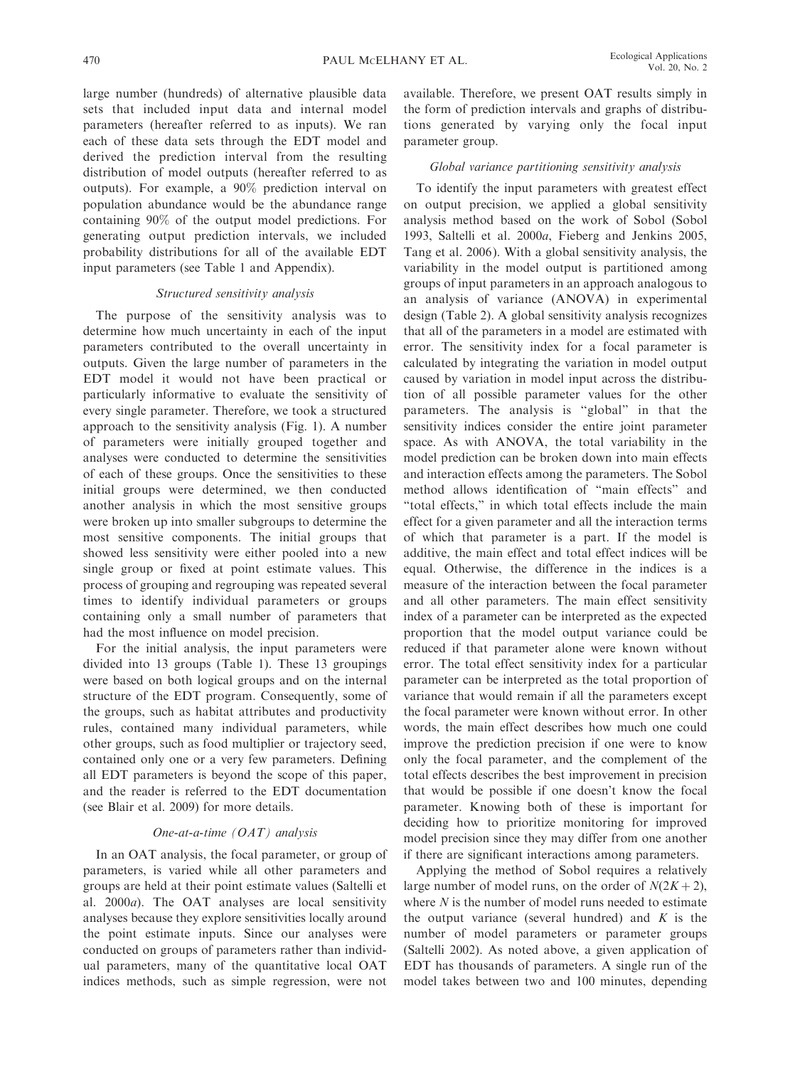large number (hundreds) of alternative plausible data sets that included input data and internal model parameters (hereafter referred to as inputs). We ran each of these data sets through the EDT model and derived the prediction interval from the resulting distribution of model outputs (hereafter referred to as outputs). For example, a 90% prediction interval on population abundance would be the abundance range containing 90% of the output model predictions. For generating output prediction intervals, we included probability distributions for all of the available EDT input parameters (see Table 1 and Appendix).

### *Structured sensitivity analysis*

The purpose of the sensitivity analysis was to determine how much uncertainty in each of the input parameters contributed to the overall uncertainty in outputs. Given the large number of parameters in the EDT model it would not have been practical or particularly informative to evaluate the sensitivity of every single parameter. Therefore, we took a structured approach to the sensitivity analysis (Fig. 1). A number of parameters were initially grouped together and analyses were conducted to determine the sensitivities of each of these groups. Once the sensitivities to these initial groups were determined, we then conducted another analysis in which the most sensitive groups were broken up into smaller subgroups to determine the most sensitive components. The initial groups that showed less sensitivity were either pooled into a new single group or fixed at point estimate values. This process of grouping and regrouping was repeated several times to identify individual parameters or groups containing only a small number of parameters that had the most influence on model precision.

For the initial analysis, the input parameters were divided into 13 groups (Table 1). These 13 groupings were based on both logical groups and on the internal structure of the EDT program. Consequently, some of the groups, such as habitat attributes and productivity rules, contained many individual parameters, while other groups, such as food multiplier or trajectory seed, contained only one or a very few parameters. Defining all EDT parameters is beyond the scope of this paper, and the reader is referred to the EDT documentation (see Blair et al. 2009) for more details.

### *One-at-a-time (OAT) analysis*

In an OAT analysis, the focal parameter, or group of parameters, is varied while all other parameters and groups are held at their point estimate values (Saltelli et al. 2000*a*). The OAT analyses are local sensitivity analyses because they explore sensitivities locally around the point estimate inputs. Since our analyses were conducted on groups of parameters rather than individual parameters, many of the quantitative local OAT indices methods, such as simple regression, were not available. Therefore, we present OAT results simply in the form of prediction intervals and graphs of distributions generated by varying only the focal input parameter group.

### *Global variance partitioning sensitivity analysis*

To identify the input parameters with greatest effect on output precision, we applied a global sensitivity analysis method based on the work of Sobol (Sobol 1993, Saltelli et al. 2000*a*, Fieberg and Jenkins 2005, Tang et al. 2006). With a global sensitivity analysis, the variability in the model output is partitioned among groups of input parameters in an approach analogous to an analysis of variance (ANOVA) in experimental design (Table 2). A global sensitivity analysis recognizes that all of the parameters in a model are estimated with error. The sensitivity index for a focal parameter is calculated by integrating the variation in model output caused by variation in model input across the distribution of all possible parameter values for the other parameters. The analysis is "global" in that the sensitivity indices consider the entire joint parameter space. As with ANOVA, the total variability in the model prediction can be broken down into main effects and interaction effects among the parameters. The Sobol method allows identification of "main effects" and "total effects," in which total effects include the main effect for a given parameter and all the interaction terms of which that parameter is a part. If the model is additive, the main effect and total effect indices will be equal. Otherwise, the difference in the indices is a measure of the interaction between the focal parameter and all other parameters. The main effect sensitivity index of a parameter can be interpreted as the expected proportion that the model output variance could be reduced if that parameter alone were known without error. The total effect sensitivity index for a particular parameter can be interpreted as the total proportion of variance that would remain if all the parameters except the focal parameter were known without error. In other words, the main effect describes how much one could improve the prediction precision if one were to know only the focal parameter, and the complement of the total effects describes the best improvement in precision that would be possible if one doesn't know the focal parameter. Knowing both of these is important for deciding how to prioritize monitoring for improved model precision since they may differ from one another if there are significant interactions among parameters.

Applying the method of Sobol requires a relatively large number of model runs, on the order of $N(2K + 2)$, where $N$ is the number of model runs needed to estimate the output variance (several hundred) and $K$ is the number of model parameters or parameter groups (Saltelli 2002). As noted above, a given application of EDT has thousands of parameters. A single run of the model takes between two and 100 minutes, depending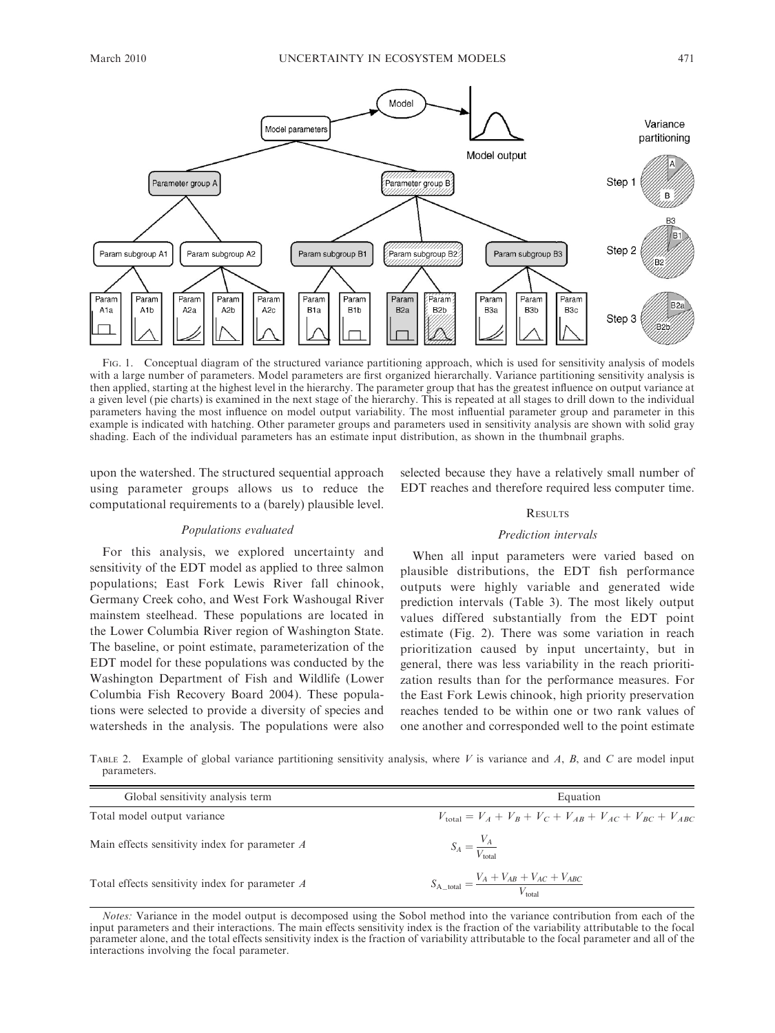Model

Model parameters

Model output

Variance partitioning

Parameter group A

Parameter group B

Step 1

A

B

Param subgroup A1

Param subgroup A2

Param subgroup B1

Param subgroup B2

Param subgroup B3

Step 2

B3

B1

B2

Param A1a

Param A1b

Param A2a

Param A2b

Param A2c

Param B1a

Param B1b

Param B2a

Param B2b

Param B3a

Param B3b

Param B3c

Step 3

B2a

B2b

FIG. 1. Conceptual diagram of the structured variance partitioning approach, which is used for sensitivity analysis of models with a large number of parameters. Model parameters are first organized hierarchally. Variance partitioning sensitivity analysis is then applied, starting at the highest level in the hierarchy. The parameter group that has the greatest influence on output variance at a given level (pie charts) is examined in the next stage of the hierarchy. This is repeated at all stages to drill down to the individual parameters having the most influence on model output variability. The most influential parameter group and parameter in this example is indicated with hatching. Other parameter groups and parameters used in sensitivity analysis are shown with solid gray shading. Each of the individual parameters has an estimate input distribution, as shown in the thumbnail graphs.

upon the watershed. The structured sequential approach using parameter groups allows us to reduce the computational requirements to a (barely) plausible level.

### *Populations evaluated*

For this analysis, we explored uncertainty and sensitivity of the EDT model as applied to three salmon populations; East Fork Lewis River fall chinook, Germany Creek coho, and West Fork Washougal River mainstem steelhead. These populations are located in the Lower Columbia River region of Washington State. The baseline, or point estimate, parameterization of the EDT model for these populations was conducted by the Washington Department of Fish and Wildlife (Lower Columbia Fish Recovery Board 2004). These populations were selected to provide a diversity of species and watersheds in the analysis. The populations were also selected because they have a relatively small number of EDT reaches and therefore required less computer time.

## RESULTS

### *Prediction intervals*

When all input parameters were varied based on plausible distributions, the EDT fish performance outputs were highly variable and generated wide prediction intervals (Table 3). The most likely output values differed substantially from the EDT point estimate (Fig. 2). There was some variation in reach prioritization caused by input uncertainty, but in general, there was less variability in the reach prioritization results than for the performance measures. For the East Fork Lewis chinook, high priority preservation reaches tended to be within one or two rank values of one another and corresponded well to the point estimate

TABLE 2. Example of global variance partitioning sensitivity analysis, where $V$ is variance and $A$, $B$, and $C$ are model input parameters.

| Global sensitivity analysis term | Equation |
|---|---|
| Total model output variance | $V_{\text{total}} = V_A + V_B + V_C + V_{AB} + V_{AC} + V_{BC} + V_{ABC}$ |
| Main effects sensitivity index for parameter $A$ | $S_A = \dfrac{V_A}{V_{\text{total}}}$ |
| Total effects sensitivity index for parameter $A$ | $S_{A\_\text{total}} = \dfrac{V_A + V_{AB} + V_{AC} + V_{ABC}}{V_{\text{total}}}$ |

*Notes:* Variance in the model output is decomposed using the Sobol method into the variance contribution from each of the input parameters and their interactions. The main effects sensitivity index is the fraction of the variability attributable to the focal parameter alone, and the total effects sensitivity index is the fraction of variability attributable to the focal parameter and all of the interactions involving the focal parameter.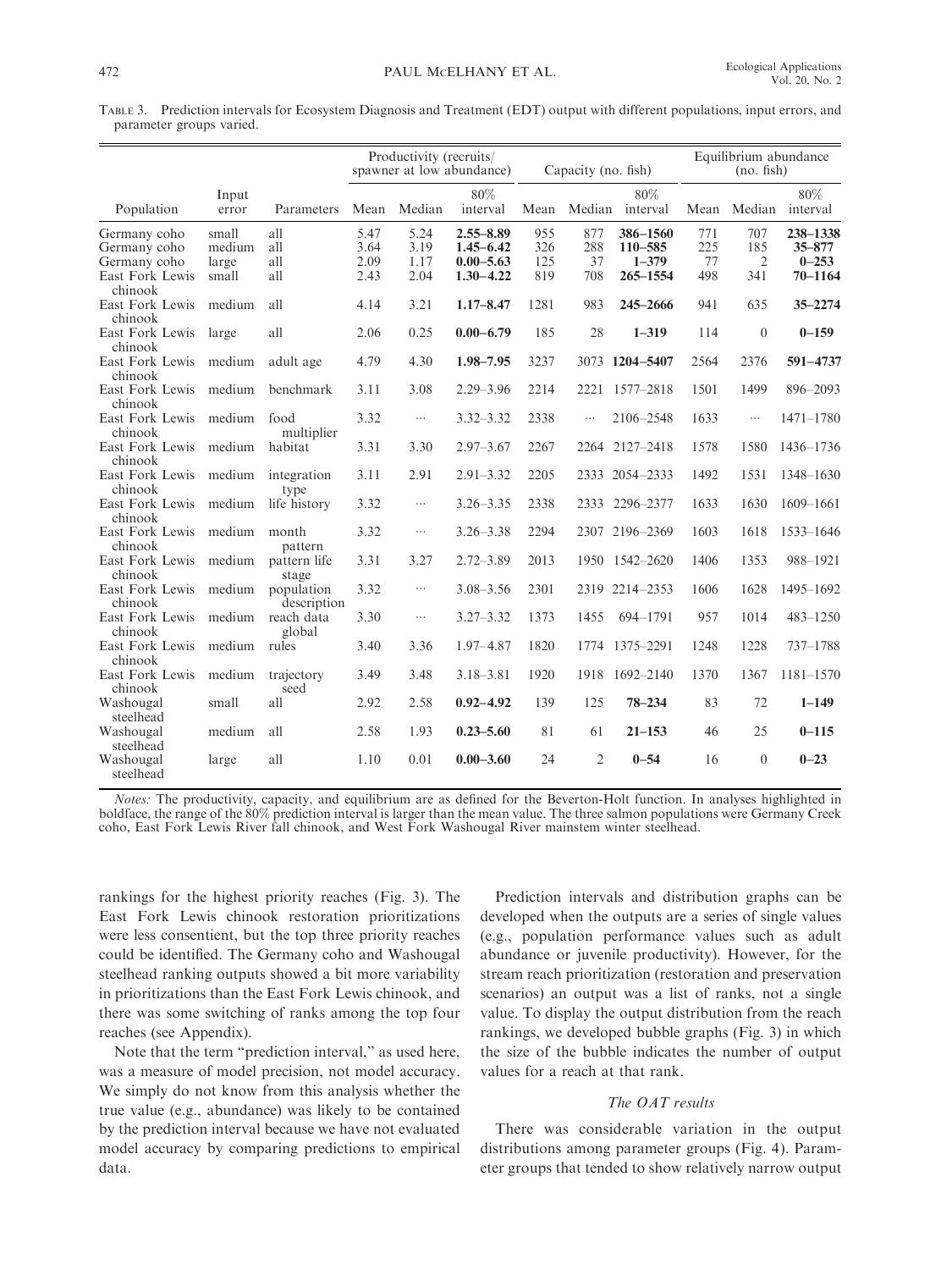Table 3. Prediction intervals for Ecosystem Diagnosis and Treatment (EDT) output with different populations, input errors, and parameter groups varied.

| | | | Productivity (recruits/spawner at low abundance) | | | Capacity (no. fish) | | | Equilibrium abundance (no. fish) | | |
|---|---|---|---|---|---|---|---|---|---|---|---|
| Population | Input error | Parameters | Mean | Median | 80% interval | Mean | Median | 80% interval | Mean | Median | 80% interval |
| Germany coho | small | all | 5.47 | 5.24 | **2.55–8.89** | 955 | 877 | **386–1560** | 771 | 707 | **238–1338** |
| Germany coho | medium | all | 3.64 | 3.19 | **1.45–6.42** | 326 | 288 | **110–585** | 225 | 185 | **35–877** |
| Germany coho | large | all | 2.09 | 1.17 | **0.00–5.63** | 125 | 37 | **1–379** | 77 | 2 | **0–253** |
| East Fork Lewis chinook | small | all | 2.43 | 2.04 | **1.30–4.22** | 819 | 708 | **265–1554** | 498 | 341 | **70–1164** |
| East Fork Lewis chinook | medium | all | 4.14 | 3.21 | **1.17–8.47** | 1281 | 983 | **245–2666** | 941 | 635 | **35–2274** |
| East Fork Lewis chinook | large | all | 2.06 | 0.25 | **0.00–6.79** | 185 | 28 | **1–319** | 114 | 0 | **0–159** |
| East Fork Lewis chinook | medium | adult age | 4.79 | 4.30 | **1.98–7.95** | 3237 | 3073 | **1204–5407** | 2564 | 2376 | **591–4737** |
| East Fork Lewis chinook | medium | benchmark | 3.11 | 3.08 | 2.29–3.96 | 2214 | 2221 | 1577–2818 | 1501 | 1499 | 896–2093 |
| East Fork Lewis chinook | medium | food multiplier | 3.32 | ··· | 3.32–3.32 | 2338 | ··· | 2106–2548 | 1633 | ··· | 1471–1780 |
| East Fork Lewis chinook | medium | habitat | 3.31 | 3.30 | 2.97–3.67 | 2267 | 2264 | 2127–2418 | 1578 | 1580 | 1436–1736 |
| East Fork Lewis chinook | medium | integration type | 3.11 | 2.91 | 2.91–3.32 | 2205 | 2333 | 2054–2333 | 1492 | 1531 | 1348–1630 |
| East Fork Lewis chinook | medium | life history | 3.32 | ··· | 3.26–3.35 | 2338 | 2333 | 2296–2377 | 1633 | 1630 | 1609–1661 |
| East Fork Lewis chinook | medium | month pattern | 3.32 | ··· | 3.26–3.38 | 2294 | 2307 | 2196–2369 | 1603 | 1618 | 1533–1646 |
| East Fork Lewis chinook | medium | pattern life stage | 3.31 | 3.27 | 2.72–3.89 | 2013 | 1950 | 1542–2620 | 1406 | 1353 | 988–1921 |
| East Fork Lewis chinook | medium | population description | 3.32 | ··· | 3.08–3.56 | 2301 | 2319 | 2214–2353 | 1606 | 1628 | 1495–1692 |
| East Fork Lewis chinook | medium | reach data global | 3.30 | ··· | 3.27–3.32 | 1373 | 1455 | 694–1791 | 957 | 1014 | 483–1250 |
| East Fork Lewis chinook | medium | rules | 3.40 | 3.36 | 1.97–4.87 | 1820 | 1774 | 1375–2291 | 1248 | 1228 | 737–1788 |
| East Fork Lewis chinook | medium | trajectory seed | 3.49 | 3.48 | 3.18–3.81 | 1920 | 1918 | 1692–2140 | 1370 | 1367 | 1181–1570 |
| Washougal steelhead | small | all | 2.92 | 2.58 | **0.92–4.92** | 139 | 125 | **78–234** | 83 | 72 | **1–149** |
| Washougal steelhead | medium | all | 2.58 | 1.93 | **0.23–5.60** | 81 | 61 | **21–153** | 46 | 25 | **0–115** |
| Washougal steelhead | large | all | 1.10 | 0.01 | **0.00–3.60** | 24 | 2 | **0–54** | 16 | 0 | **0–23** |

*Notes:* The productivity, capacity, and equilibrium are as defined for the Beverton-Holt function. In analyses highlighted in boldface, the range of the 80% prediction interval is larger than the mean value. The three salmon populations were Germany Creek coho, East Fork Lewis River fall chinook, and West Fork Washougal River mainstem winter steelhead.

rankings for the highest priority reaches (Fig. 3). The East Fork Lewis chinook restoration prioritizations were less consentient, but the top three priority reaches could be identified. The Germany coho and Washougal steelhead ranking outputs showed a bit more variability in prioritizations than the East Fork Lewis chinook, and there was some switching of ranks among the top four reaches (see Appendix).

Note that the term "prediction interval," as used here, was a measure of model precision, not model accuracy. We simply do not know from this analysis whether the true value (e.g., abundance) was likely to be contained by the prediction interval because we have not evaluated model accuracy by comparing predictions to empirical data.

Prediction intervals and distribution graphs can be developed when the outputs are a series of single values (e.g., population performance values such as adult abundance or juvenile productivity). However, for the stream reach prioritization (restoration and preservation scenarios) an output was a list of ranks, not a single value. To display the output distribution from the reach rankings, we developed bubble graphs (Fig. 3) in which the size of the bubble indicates the number of output values for a reach at that rank.

### *The OAT results*

There was considerable variation in the output distributions among parameter groups (Fig. 4). Parameter groups that tended to show relatively narrow output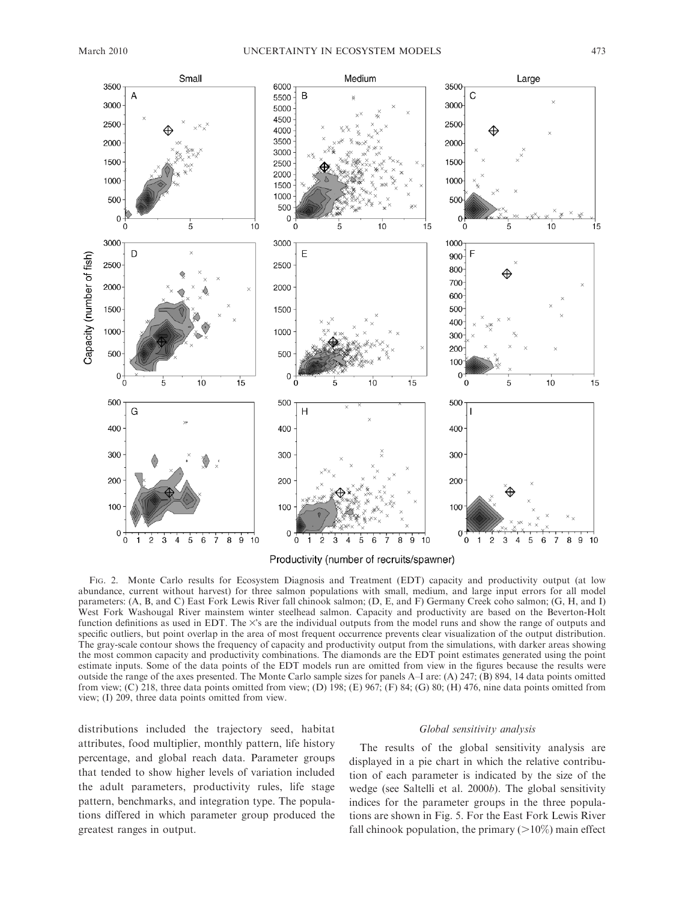FIG. 2. Monte Carlo results for Ecosystem Diagnosis and Treatment (EDT) capacity and productivity output (at low abundance, current without harvest) for three salmon populations with small, medium, and large input errors for all model parameters: (A, B, and C) East Fork Lewis River fall chinook salmon; (D, E, and F) Germany Creek coho salmon; (G, H, and I) West Fork Washougal River mainstem winter steelhead salmon. Capacity and productivity are based on the Beverton-Holt function definitions as used in EDT. The ×'s are the individual outputs from the model runs and show the range of outputs and specific outliers, but point overlap in the area of most frequent occurrence prevents clear visualization of the output distribution. The gray-scale contour shows the frequency of capacity and productivity output from the simulations, with darker areas showing the most common capacity and productivity combinations. The diamonds are the EDT point estimates generated using the point estimate inputs. Some of the data points of the EDT models run are omitted from view in the figures because the results were outside the range of the axes presented. The Monte Carlo sample sizes for panels A–I are: (A) 247; (B) 894, 14 data points omitted from view; (C) 218, three data points omitted from view; (D) 198; (E) 967; (F) 84; (G) 80; (H) 476, nine data points omitted from view; (I) 209, three data points omitted from view.

distributions included the trajectory seed, habitat attributes, food multiplier, monthly pattern, life history percentage, and global reach data. Parameter groups that tended to show higher levels of variation included the adult parameters, productivity rules, life stage pattern, benchmarks, and integration type. The populations differed in which parameter group produced the greatest ranges in output.

### *Global sensitivity analysis*

The results of the global sensitivity analysis are displayed in a pie chart in which the relative contribution of each parameter is indicated by the size of the wedge (see Saltelli et al. 2000*b*). The global sensitivity indices for the parameter groups in the three populations are shown in Fig. 5. For the East Fork Lewis River fall chinook population, the primary (>10%) main effect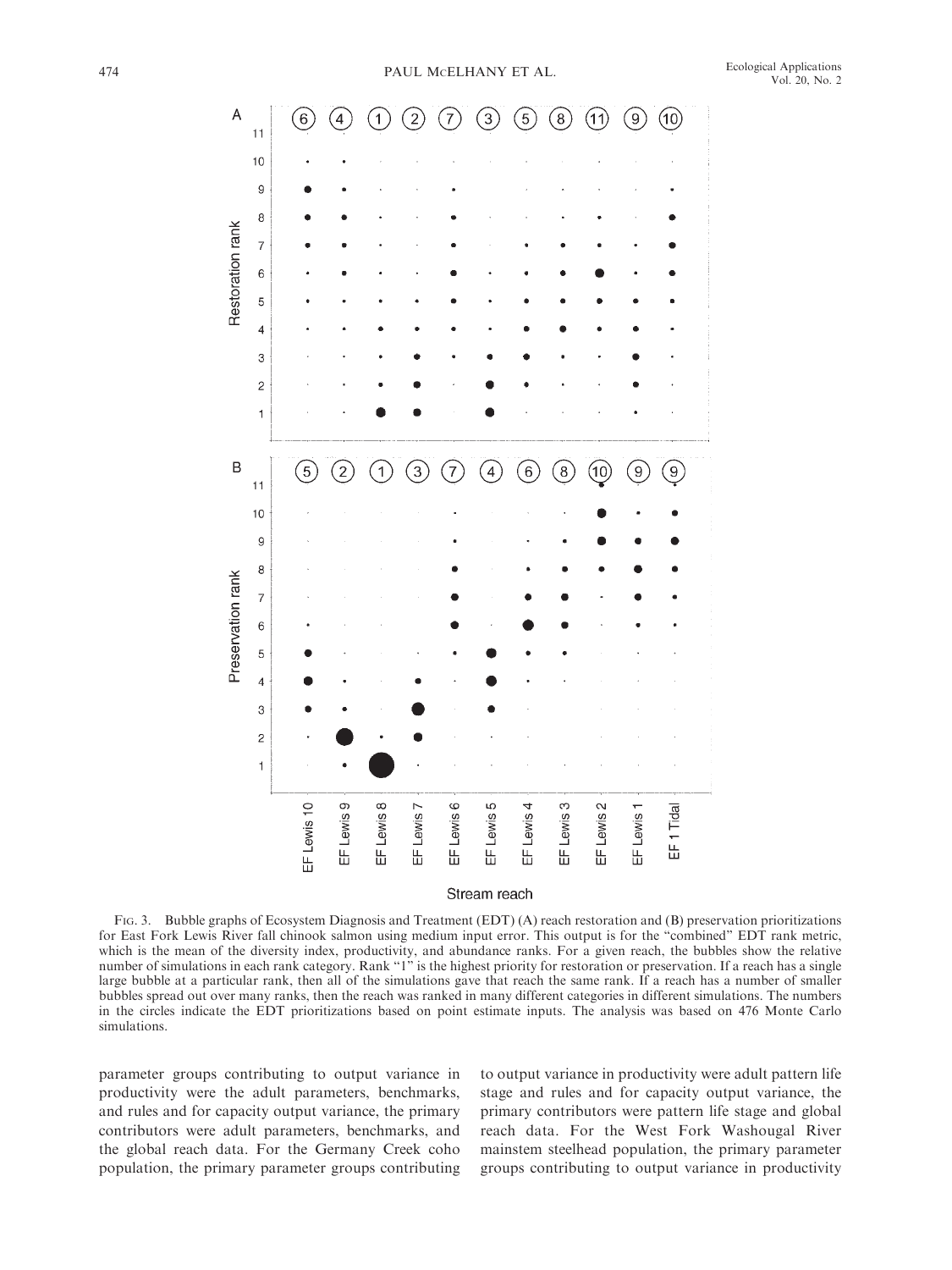FIG. 3. Bubble graphs of Ecosystem Diagnosis and Treatment (EDT) (A) reach restoration and (B) preservation prioritizations for East Fork Lewis River fall chinook salmon using medium input error. This output is for the "combined" EDT rank metric, which is the mean of the diversity index, productivity, and abundance ranks. For a given reach, the bubbles show the relative number of simulations in each rank category. Rank "1" is the highest priority for restoration or preservation. If a reach has a single large bubble at a particular rank, then all of the simulations gave that reach the same rank. If a reach has a number of smaller bubbles spread out over many ranks, then the reach was ranked in many different categories in different simulations. The numbers in the circles indicate the EDT prioritizations based on point estimate inputs. The analysis was based on 476 Monte Carlo simulations.

parameter groups contributing to output variance in productivity were the adult parameters, benchmarks, and rules and for capacity output variance, the primary contributors were adult parameters, benchmarks, and the global reach data. For the Germany Creek coho population, the primary parameter groups contributing to output variance in productivity were adult pattern life stage and rules and for capacity output variance, the primary contributors were pattern life stage and global reach data. For the West Fork Washougal River mainstem steelhead population, the primary parameter groups contributing to output variance in productivity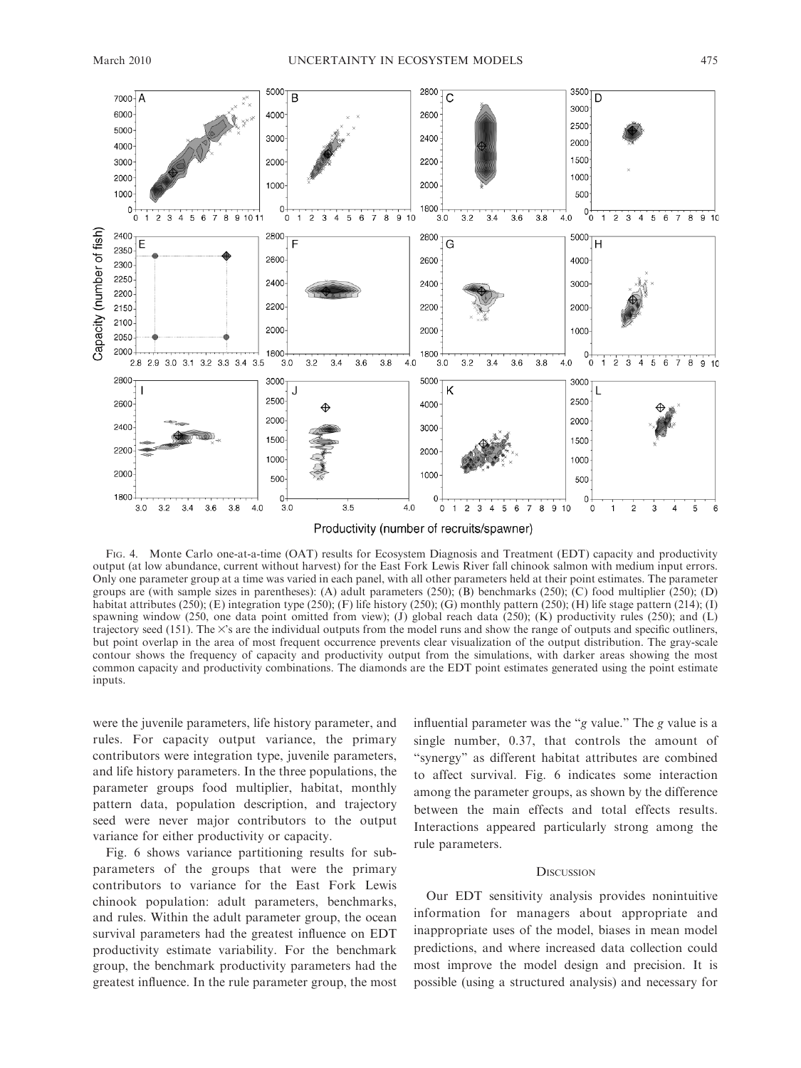Productivity (number of recruits/spawner)

Fig. 4. Monte Carlo one-at-a-time (OAT) results for Ecosystem Diagnosis and Treatment (EDT) capacity and productivity output (at low abundance, current without harvest) for the East Fork Lewis River fall chinook salmon with medium input errors. Only one parameter group at a time was varied in each panel, with all other parameters held at their point estimates. The parameter groups are (with sample sizes in parentheses): (A) adult parameters (250); (B) benchmarks (250); (C) food multiplier (250); (D) habitat attributes (250); (E) integration type (250); (F) life history (250); (G) monthly pattern (250); (H) life stage pattern (214); (I) spawning window (250, one data point omitted from view); (J) global reach data (250); (K) productivity rules (250); and (L) trajectory seed (151). The ×'s are the individual outputs from the model runs and show the range of outputs and specific outliners, but point overlap in the area of most frequent occurrence prevents clear visualization of the output distribution. The gray-scale contour shows the frequency of capacity and productivity output from the simulations, with darker areas showing the most common capacity and productivity combinations. The diamonds are the EDT point estimates generated using the point estimate inputs.

were the juvenile parameters, life history parameter, and rules. For capacity output variance, the primary contributors were integration type, juvenile parameters, and life history parameters. In the three populations, the parameter groups food multiplier, habitat, monthly pattern data, population description, and trajectory seed were never major contributors to the output variance for either productivity or capacity.

Fig. 6 shows variance partitioning results for sub-parameters of the groups that were the primary contributors to variance for the East Fork Lewis chinook population: adult parameters, benchmarks, and rules. Within the adult parameter group, the ocean survival parameters had the greatest influence on EDT productivity estimate variability. For the benchmark group, the benchmark productivity parameters had the greatest influence. In the rule parameter group, the most influential parameter was the "*g* value." The *g* value is a single number, 0.37, that controls the amount of "synergy" as different habitat attributes are combined to affect survival. Fig. 6 indicates some interaction among the parameter groups, as shown by the difference between the main effects and total effects results. Interactions appeared particularly strong among the rule parameters.

## Discussion

Our EDT sensitivity analysis provides nonintuitive information for managers about appropriate and inappropriate uses of the model, biases in mean model predictions, and where increased data collection could most improve the model design and precision. It is possible (using a structured analysis) and necessary for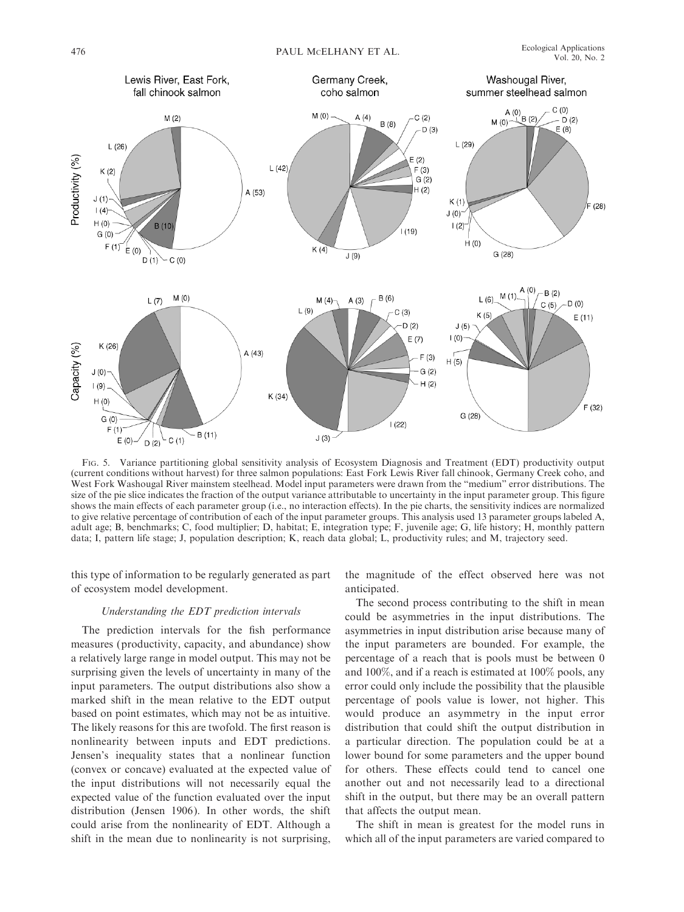FIG. 5. Variance partitioning global sensitivity analysis of Ecosystem Diagnosis and Treatment (EDT) productivity output (current conditions without harvest) for three salmon populations: East Fork Lewis River fall chinook, Germany Creek coho, and West Fork Washougal River mainstem steelhead. Model input parameters were drawn from the "medium" error distributions. The size of the pie slice indicates the fraction of the output variance attributable to uncertainty in the input parameter group. This figure shows the main effects of each parameter group (i.e., no interaction effects). In the pie charts, the sensitivity indices are normalized to give relative percentage of contribution of each of the input parameter groups. This analysis used 13 parameter groups labeled A, adult age; B, benchmarks; C, food multiplier; D, habitat; E, integration type; F, juvenile age; G, life history; H, monthly pattern data; I, pattern life stage; J, population description; K, reach data global; L, productivity rules; and M, trajectory seed.

this type of information to be regularly generated as part of ecosystem model development.

### *Understanding the EDT prediction intervals*

The prediction intervals for the fish performance measures (productivity, capacity, and abundance) show a relatively large range in model output. This may not be surprising given the levels of uncertainty in many of the input parameters. The output distributions also show a marked shift in the mean relative to the EDT output based on point estimates, which may not be as intuitive. The likely reasons for this are twofold. The first reason is nonlinearity between inputs and EDT predictions. Jensen's inequality states that a nonlinear function (convex or concave) evaluated at the expected value of the input distributions will not necessarily equal the expected value of the function evaluated over the input distribution (Jensen 1906). In other words, the shift could arise from the nonlinearity of EDT. Although a shift in the mean due to nonlinearity is not surprising, the magnitude of the effect observed here was not anticipated.

The second process contributing to the shift in mean could be asymmetries in the input distributions. The asymmetries in input distribution arise because many of the input parameters are bounded. For example, the percentage of a reach that is pools must be between 0 and 100%, and if a reach is estimated at 100% pools, any error could only include the possibility that the plausible percentage of pools value is lower, not higher. This would produce an asymmetry in the input error distribution that could shift the output distribution in a particular direction. The population could be at a lower bound for some parameters and the upper bound for others. These effects could tend to cancel one another out and not necessarily lead to a directional shift in the output, but there may be an overall pattern that affects the output mean.

The shift in mean is greatest for the model runs in which all of the input parameters are varied compared to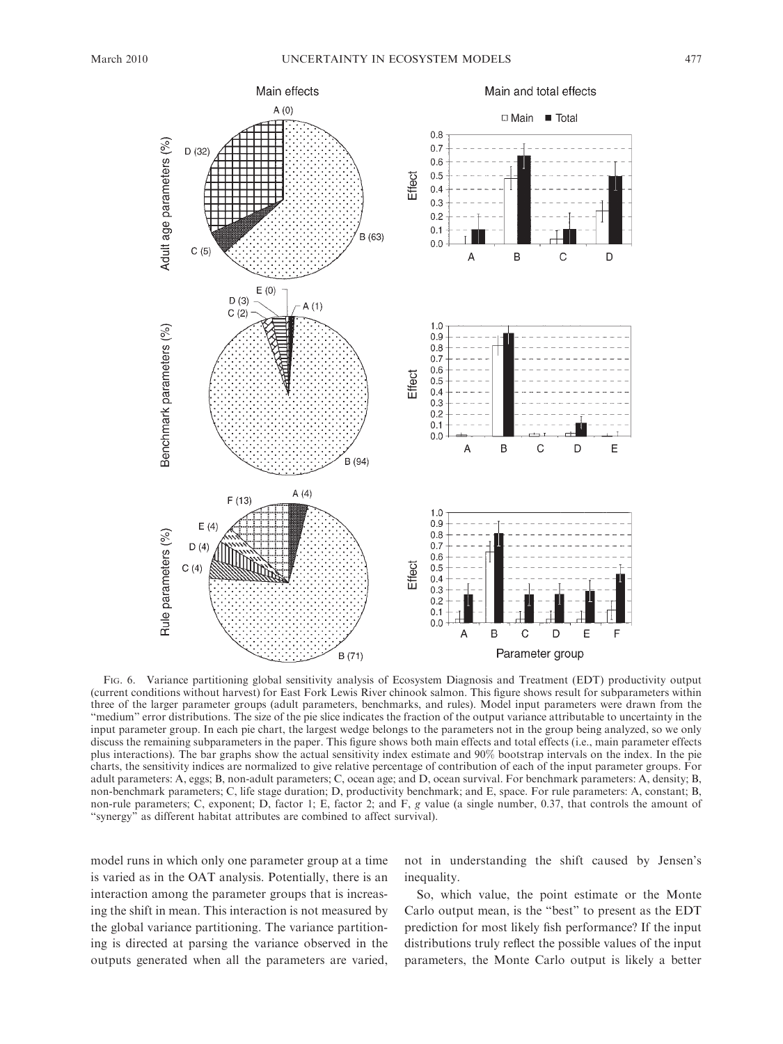Main effects

Main and total effects

□ Main ■ Total

Adult age parameters (%)

A (0)

D (32)

C (5)

B (63)

Effect

0.8
0.7
0.6
0.5
0.4
0.3
0.2
0.1
0.0

A B C D

Benchmark parameters (%)

E (0)
D (3)
C (2)
A (1)

B (94)

Effect

1.0
0.9
0.8
0.7
0.6
0.5
0.4
0.3
0.2
0.1
0.0

A B C D E

Rule parameters (%)

F (13)
A (4)
E (4)
D (4)
C (4)

B (71)

Effect

1.0
0.9
0.8
0.7
0.6
0.5
0.4
0.3
0.2
0.1
0.0

A B C D E F

Parameter group

FIG. 6. Variance partitioning global sensitivity analysis of Ecosystem Diagnosis and Treatment (EDT) productivity output (current conditions without harvest) for East Fork Lewis River chinook salmon. This figure shows result for subparameters within three of the larger parameter groups (adult parameters, benchmarks, and rules). Model input parameters were drawn from the "medium" error distributions. The size of the pie slice indicates the fraction of the output variance attributable to uncertainty in the input parameter group. In each pie chart, the largest wedge belongs to the parameters not in the group being analyzed, so we only discuss the remaining subparameters in the paper. This figure shows both main effects and total effects (i.e., main parameter effects plus interactions). The bar graphs show the actual sensitivity index estimate and 90% bootstrap intervals on the index. In the pie charts, the sensitivity indices are normalized to give relative percentage of contribution of each of the input parameter groups. For adult parameters: A, eggs; B, non-adult parameters; C, ocean age; and D, ocean survival. For benchmark parameters: A, density; B, non-benchmark parameters; C, life stage duration; D, productivity benchmark; and E, space. For rule parameters: A, constant; B, non-rule parameters; C, exponent; D, factor 1; E, factor 2; and F, *g* value (a single number, 0.37, that controls the amount of "synergy" as different habitat attributes are combined to affect survival).

model runs in which only one parameter group at a time is varied as in the OAT analysis. Potentially, there is an interaction among the parameter groups that is increasing the shift in mean. This interaction is not measured by the global variance partitioning. The variance partitioning is directed at parsing the variance observed in the outputs generated when all the parameters are varied, not in understanding the shift caused by Jensen's inequality.

So, which value, the point estimate or the Monte Carlo output mean, is the "best" to present as the EDT prediction for most likely fish performance? If the input distributions truly reflect the possible values of the input parameters, the Monte Carlo output is likely a better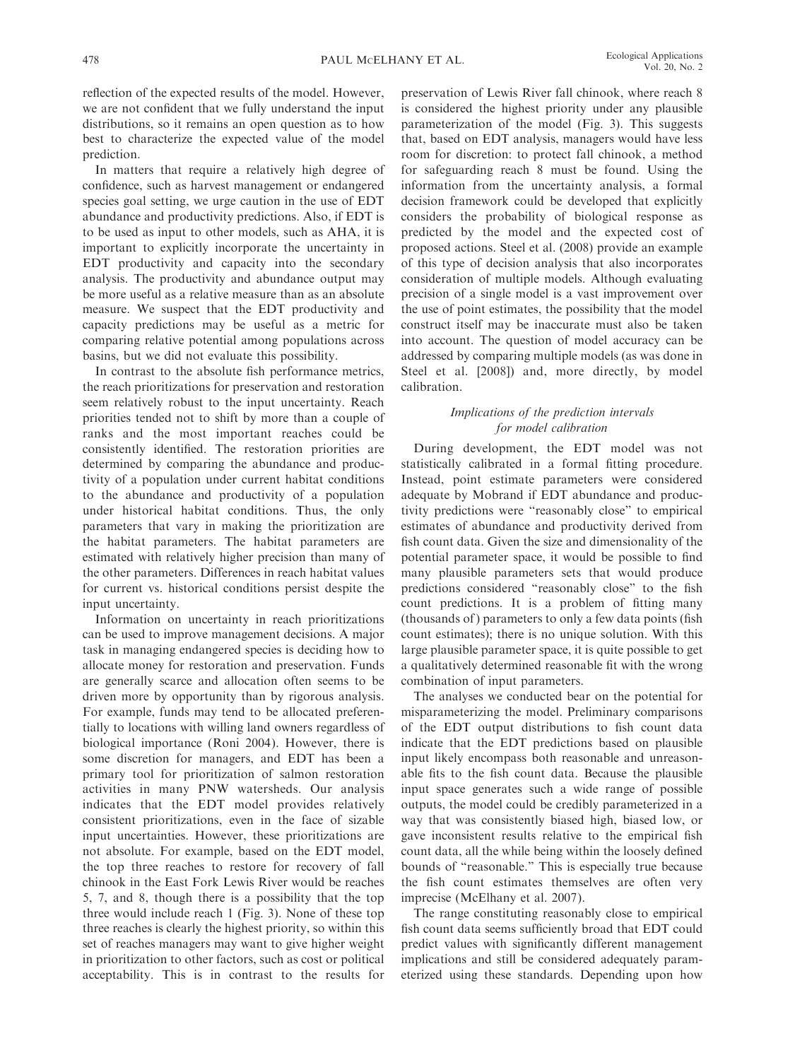reflection of the expected results of the model. However, we are not confident that we fully understand the input distributions, so it remains an open question as to how best to characterize the expected value of the model prediction.

In matters that require a relatively high degree of confidence, such as harvest management or endangered species goal setting, we urge caution in the use of EDT abundance and productivity predictions. Also, if EDT is to be used as input to other models, such as AHA, it is important to explicitly incorporate the uncertainty in EDT productivity and capacity into the secondary analysis. The productivity and abundance output may be more useful as a relative measure than as an absolute measure. We suspect that the EDT productivity and capacity predictions may be useful as a metric for comparing relative potential among populations across basins, but we did not evaluate this possibility.

In contrast to the absolute fish performance metrics, the reach prioritizations for preservation and restoration seem relatively robust to the input uncertainty. Reach priorities tended not to shift by more than a couple of ranks and the most important reaches could be consistently identified. The restoration priorities are determined by comparing the abundance and productivity of a population under current habitat conditions to the abundance and productivity of a population under historical habitat conditions. Thus, the only parameters that vary in making the prioritization are the habitat parameters. The habitat parameters are estimated with relatively higher precision than many of the other parameters. Differences in reach habitat values for current vs. historical conditions persist despite the input uncertainty.

Information on uncertainty in reach prioritizations can be used to improve management decisions. A major task in managing endangered species is deciding how to allocate money for restoration and preservation. Funds are generally scarce and allocation often seems to be driven more by opportunity than by rigorous analysis. For example, funds may tend to be allocated preferentially to locations with willing land owners regardless of biological importance (Roni 2004). However, there is some discretion for managers, and EDT has been a primary tool for prioritization of salmon restoration activities in many PNW watersheds. Our analysis indicates that the EDT model provides relatively consistent prioritizations, even in the face of sizable input uncertainties. However, these prioritizations are not absolute. For example, based on the EDT model, the top three reaches to restore for recovery of fall chinook in the East Fork Lewis River would be reaches 5, 7, and 8, though there is a possibility that the top three would include reach 1 (Fig. 3). None of these top three reaches is clearly the highest priority, so within this set of reaches managers may want to give higher weight in prioritization to other factors, such as cost or political acceptability. This is in contrast to the results for preservation of Lewis River fall chinook, where reach 8 is considered the highest priority under any plausible parameterization of the model (Fig. 3). This suggests that, based on EDT analysis, managers would have less room for discretion: to protect fall chinook, a method for safeguarding reach 8 must be found. Using the information from the uncertainty analysis, a formal decision framework could be developed that explicitly considers the probability of biological response as predicted by the model and the expected cost of proposed actions. Steel et al. (2008) provide an example of this type of decision analysis that also incorporates consideration of multiple models. Although evaluating precision of a single model is a vast improvement over the use of point estimates, the possibility that the model construct itself may be inaccurate must also be taken into account. The question of model accuracy can be addressed by comparing multiple models (as was done in Steel et al. [2008]) and, more directly, by model calibration.

### *Implications of the prediction intervals for model calibration*

During development, the EDT model was not statistically calibrated in a formal fitting procedure. Instead, point estimate parameters were considered adequate by Mobrand if EDT abundance and productivity predictions were "reasonably close" to empirical estimates of abundance and productivity derived from fish count data. Given the size and dimensionality of the potential parameter space, it would be possible to find many plausible parameters sets that would produce predictions considered "reasonably close" to the fish count predictions. It is a problem of fitting many (thousands of) parameters to only a few data points (fish count estimates); there is no unique solution. With this large plausible parameter space, it is quite possible to get a qualitatively determined reasonable fit with the wrong combination of input parameters.

The analyses we conducted bear on the potential for misparameterizing the model. Preliminary comparisons of the EDT output distributions to fish count data indicate that the EDT predictions based on plausible input likely encompass both reasonable and unreasonable fits to the fish count data. Because the plausible input space generates such a wide range of possible outputs, the model could be credibly parameterized in a way that was consistently biased high, biased low, or gave inconsistent results relative to the empirical fish count data, all the while being within the loosely defined bounds of "reasonable." This is especially true because the fish count estimates themselves are often very imprecise (McElhany et al. 2007).

The range constituting reasonably close to empirical fish count data seems sufficiently broad that EDT could predict values with significantly different management implications and still be considered adequately parameterized using these standards. Depending upon how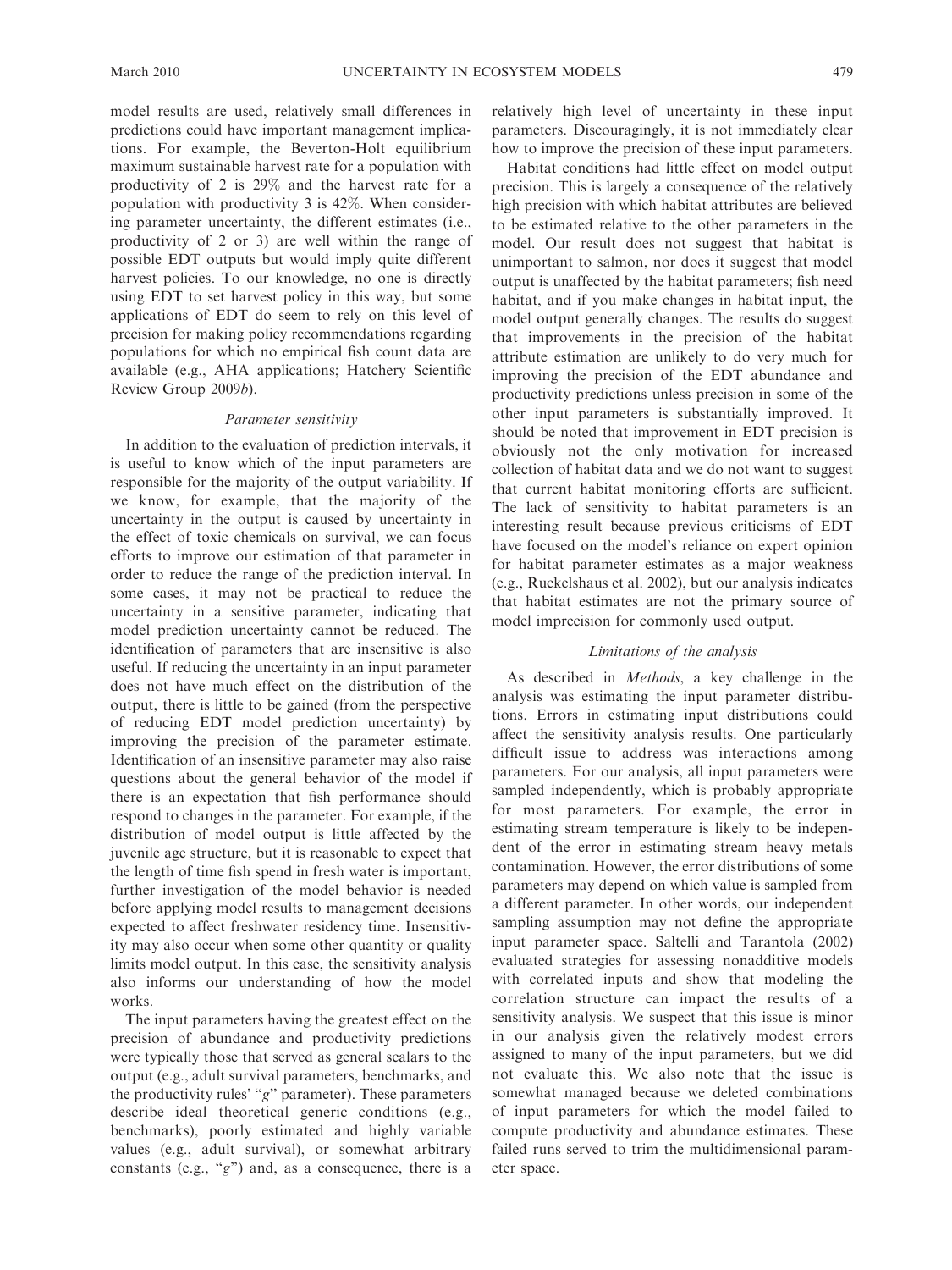model results are used, relatively small differences in predictions could have important management implications. For example, the Beverton-Holt equilibrium maximum sustainable harvest rate for a population with productivity of 2 is 29% and the harvest rate for a population with productivity 3 is 42%. When considering parameter uncertainty, the different estimates (i.e., productivity of 2 or 3) are well within the range of possible EDT outputs but would imply quite different harvest policies. To our knowledge, no one is directly using EDT to set harvest policy in this way, but some applications of EDT do seem to rely on this level of precision for making policy recommendations regarding populations for which no empirical fish count data are available (e.g., AHA applications; Hatchery Scientific Review Group 2009*b*).

### *Parameter sensitivity*

In addition to the evaluation of prediction intervals, it is useful to know which of the input parameters are responsible for the majority of the output variability. If we know, for example, that the majority of the uncertainty in the output is caused by uncertainty in the effect of toxic chemicals on survival, we can focus efforts to improve our estimation of that parameter in order to reduce the range of the prediction interval. In some cases, it may not be practical to reduce the uncertainty in a sensitive parameter, indicating that model prediction uncertainty cannot be reduced. The identification of parameters that are insensitive is also useful. If reducing the uncertainty in an input parameter does not have much effect on the distribution of the output, there is little to be gained (from the perspective of reducing EDT model prediction uncertainty) by improving the precision of the parameter estimate. Identification of an insensitive parameter may also raise questions about the general behavior of the model if there is an expectation that fish performance should respond to changes in the parameter. For example, if the distribution of model output is little affected by the juvenile age structure, but it is reasonable to expect that the length of time fish spend in fresh water is important, further investigation of the model behavior is needed before applying model results to management decisions expected to affect freshwater residency time. Insensitivity may also occur when some other quantity or quality limits model output. In this case, the sensitivity analysis also informs our understanding of how the model works.

The input parameters having the greatest effect on the precision of abundance and productivity predictions were typically those that served as general scalars to the output (e.g., adult survival parameters, benchmarks, and the productivity rules' "*g*" parameter). These parameters describe ideal theoretical generic conditions (e.g., benchmarks), poorly estimated and highly variable values (e.g., adult survival), or somewhat arbitrary constants (e.g., "*g*") and, as a consequence, there is a relatively high level of uncertainty in these input parameters. Discouragingly, it is not immediately clear how to improve the precision of these input parameters.

Habitat conditions had little effect on model output precision. This is largely a consequence of the relatively high precision with which habitat attributes are believed to be estimated relative to the other parameters in the model. Our result does not suggest that habitat is unimportant to salmon, nor does it suggest that model output is unaffected by the habitat parameters; fish need habitat, and if you make changes in habitat input, the model output generally changes. The results do suggest that improvements in the precision of the habitat attribute estimation are unlikely to do very much for improving the precision of the EDT abundance and productivity predictions unless precision in some of the other input parameters is substantially improved. It should be noted that improvement in EDT precision is obviously not the only motivation for increased collection of habitat data and we do not want to suggest that current habitat monitoring efforts are sufficient. The lack of sensitivity to habitat parameters is an interesting result because previous criticisms of EDT have focused on the model's reliance on expert opinion for habitat parameter estimates as a major weakness (e.g., Ruckelshaus et al. 2002), but our analysis indicates that habitat estimates are not the primary source of model imprecision for commonly used output.

### *Limitations of the analysis*

As described in *Methods*, a key challenge in the analysis was estimating the input parameter distributions. Errors in estimating input distributions could affect the sensitivity analysis results. One particularly difficult issue to address was interactions among parameters. For our analysis, all input parameters were sampled independently, which is probably appropriate for most parameters. For example, the error in estimating stream temperature is likely to be independent of the error in estimating stream heavy metals contamination. However, the error distributions of some parameters may depend on which value is sampled from a different parameter. In other words, our independent sampling assumption may not define the appropriate input parameter space. Saltelli and Tarantola (2002) evaluated strategies for assessing nonadditive models with correlated inputs and show that modeling the correlation structure can impact the results of a sensitivity analysis. We suspect that this issue is minor in our analysis given the relatively modest errors assigned to many of the input parameters, but we did not evaluate this. We also note that the issue is somewhat managed because we deleted combinations of input parameters for which the model failed to compute productivity and abundance estimates. These failed runs served to trim the multidimensional parameter space.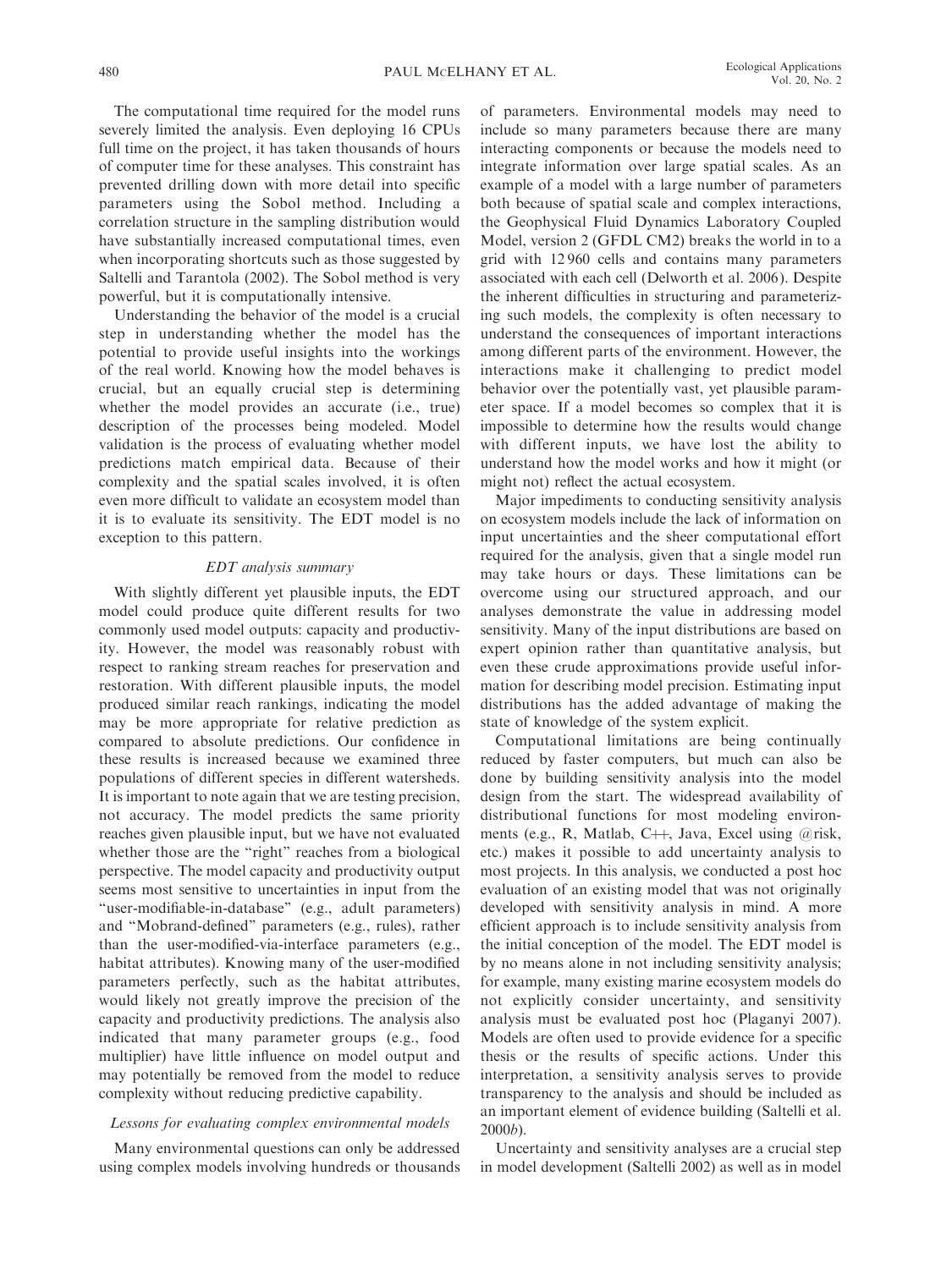The computational time required for the model runs severely limited the analysis. Even deploying 16 CPUs full time on the project, it has taken thousands of hours of computer time for these analyses. This constraint has prevented drilling down with more detail into specific parameters using the Sobol method. Including a correlation structure in the sampling distribution would have substantially increased computational times, even when incorporating shortcuts such as those suggested by Saltelli and Tarantola (2002). The Sobol method is very powerful, but it is computationally intensive.

Understanding the behavior of the model is a crucial step in understanding whether the model has the potential to provide useful insights into the workings of the real world. Knowing how the model behaves is crucial, but an equally crucial step is determining whether the model provides an accurate (i.e., true) description of the processes being modeled. Model validation is the process of evaluating whether model predictions match empirical data. Because of their complexity and the spatial scales involved, it is often even more difficult to validate an ecosystem model than it is to evaluate its sensitivity. The EDT model is no exception to this pattern.

### *EDT analysis summary*

With slightly different yet plausible inputs, the EDT model could produce quite different results for two commonly used model outputs: capacity and productivity. However, the model was reasonably robust with respect to ranking stream reaches for preservation and restoration. With different plausible inputs, the model produced similar reach rankings, indicating the model may be more appropriate for relative prediction as compared to absolute predictions. Our confidence in these results is increased because we examined three populations of different species in different watersheds. It is important to note again that we are testing precision, not accuracy. The model predicts the same priority reaches given plausible input, but we have not evaluated whether those are the "right" reaches from a biological perspective. The model capacity and productivity output seems most sensitive to uncertainties in input from the "user-modifiable-in-database" (e.g., adult parameters) and "Mobrand-defined" parameters (e.g., rules), rather than the user-modified-via-interface parameters (e.g., habitat attributes). Knowing many of the user-modified parameters perfectly, such as the habitat attributes, would likely not greatly improve the precision of the capacity and productivity predictions. The analysis also indicated that many parameter groups (e.g., food multiplier) have little influence on model output and may potentially be removed from the model to reduce complexity without reducing predictive capability.

### *Lessons for evaluating complex environmental models*

Many environmental questions can only be addressed using complex models involving hundreds or thousands of parameters. Environmental models may need to include so many parameters because there are many interacting components or because the models need to integrate information over large spatial scales. As an example of a model with a large number of parameters both because of spatial scale and complex interactions, the Geophysical Fluid Dynamics Laboratory Coupled Model, version 2 (GFDL CM2) breaks the world in to a grid with 12 960 cells and contains many parameters associated with each cell (Delworth et al. 2006). Despite the inherent difficulties in structuring and parameterizing such models, the complexity is often necessary to understand the consequences of important interactions among different parts of the environment. However, the interactions make it challenging to predict model behavior over the potentially vast, yet plausible parameter space. If a model becomes so complex that it is impossible to determine how the results would change with different inputs, we have lost the ability to understand how the model works and how it might (or might not) reflect the actual ecosystem.

Major impediments to conducting sensitivity analysis on ecosystem models include the lack of information on input uncertainties and the sheer computational effort required for the analysis, given that a single model run may take hours or days. These limitations can be overcome using our structured approach, and our analyses demonstrate the value in addressing model sensitivity. Many of the input distributions are based on expert opinion rather than quantitative analysis, but even these crude approximations provide useful information for describing model precision. Estimating input distributions has the added advantage of making the state of knowledge of the system explicit.

Computational limitations are being continually reduced by faster computers, but much can also be done by building sensitivity analysis into the model design from the start. The widespread availability of distributional functions for most modeling environments (e.g., R, Matlab, C++, Java, Excel using @risk, etc.) makes it possible to add uncertainty analysis to most projects. In this analysis, we conducted a post hoc evaluation of an existing model that was not originally developed with sensitivity analysis in mind. A more efficient approach is to include sensitivity analysis from the initial conception of the model. The EDT model is by no means alone in not including sensitivity analysis; for example, many existing marine ecosystem models do not explicitly consider uncertainty, and sensitivity analysis must be evaluated post hoc (Plaganyi 2007). Models are often used to provide evidence for a specific thesis or the results of specific actions. Under this interpretation, a sensitivity analysis serves to provide transparency to the analysis and should be included as an important element of evidence building (Saltelli et al. 2000*b*).

Uncertainty and sensitivity analyses are a crucial step in model development (Saltelli 2002) as well as in model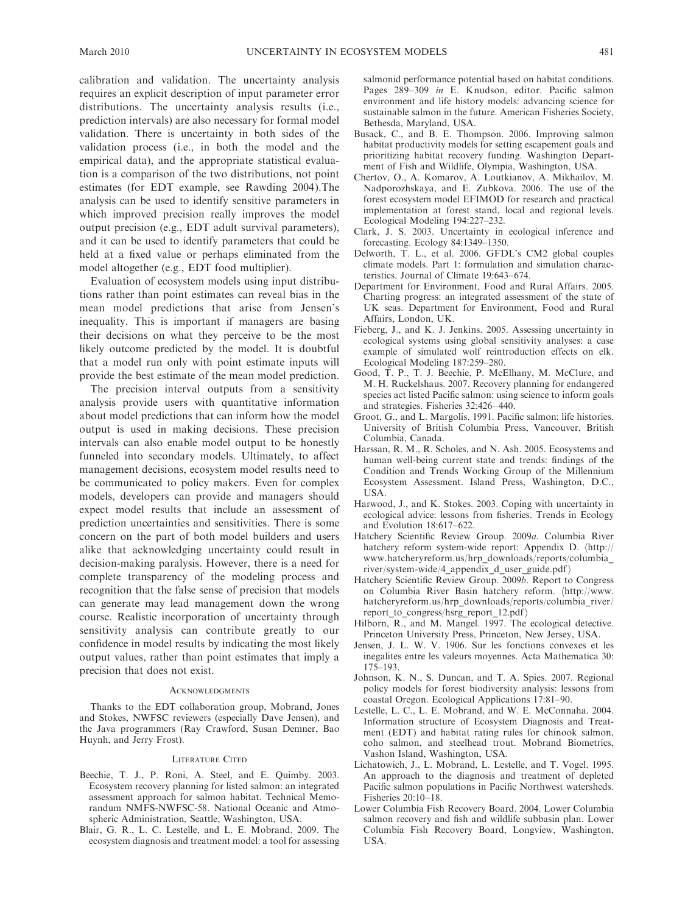calibration and validation. The uncertainty analysis requires an explicit description of input parameter error distributions. The uncertainty analysis results (i.e., prediction intervals) are also necessary for formal model validation. There is uncertainty in both sides of the validation process (i.e., in both the model and the empirical data), and the appropriate statistical evaluation is a comparison of the two distributions, not point estimates (for EDT example, see Rawding 2004).The analysis can be used to identify sensitive parameters in which improved precision really improves the model output precision (e.g., EDT adult survival parameters), and it can be used to identify parameters that could be held at a fixed value or perhaps eliminated from the model altogether (e.g., EDT food multiplier).

Evaluation of ecosystem models using input distributions rather than point estimates can reveal bias in the mean model predictions that arise from Jensen's inequality. This is important if managers are basing their decisions on what they perceive to be the most likely outcome predicted by the model. It is doubtful that a model run only with point estimate inputs will provide the best estimate of the mean model prediction.

The precision interval outputs from a sensitivity analysis provide users with quantitative information about model predictions that can inform how the model output is used in making decisions. These precision intervals can also enable model output to be honestly funneled into secondary models. Ultimately, to affect management decisions, ecosystem model results need to be communicated to policy makers. Even for complex models, developers can provide and managers should expect model results that include an assessment of prediction uncertainties and sensitivities. There is some concern on the part of both model builders and users alike that acknowledging uncertainty could result in decision-making paralysis. However, there is a need for complete transparency of the modeling process and recognition that the false sense of precision that models can generate may lead management down the wrong course. Realistic incorporation of uncertainty through sensitivity analysis can contribute greatly to our confidence in model results by indicating the most likely output values, rather than point estimates that imply a precision that does not exist.

## Acknowledgments

Thanks to the EDT collaboration group, Mobrand, Jones and Stokes, NWFSC reviewers (especially Dave Jensen), and the Java programmers (Ray Crawford, Susan Demner, Bao Huynh, and Jerry Frost).

## Literature Cited

Beechie, T. J., P. Roni, A. Steel, and E. Quimby. 2003. Ecosystem recovery planning for listed salmon: an integrated assessment approach for salmon habitat. Technical Memorandum NMFS-NWFSC-58. National Oceanic and Atmospheric Administration, Seattle, Washington, USA.

Blair, G. R., L. C. Lestelle, and L. E. Mobrand. 2009. The ecosystem diagnosis and treatment model: a tool for assessing salmonid performance potential based on habitat conditions. Pages 289–309 *in* E. Knudson, editor. Pacific salmon environment and life history models: advancing science for sustainable salmon in the future. American Fisheries Society, Bethesda, Maryland, USA.

Busack, C., and B. E. Thompson. 2006. Improving salmon habitat productivity models for setting escapement goals and prioritizing habitat recovery funding. Washington Department of Fish and Wildlife, Olympia, Washington, USA.

Chertov, O., A. Komarov, A. Loutkianov, A. Mikhailov, M. Nadporozhskaya, and E. Zubkova. 2006. The use of the forest ecosystem model EFIMOD for research and practical implementation at forest stand, local and regional levels. Ecological Modeling 194:227–232.

Clark, J. S. 2003. Uncertainty in ecological inference and forecasting. Ecology 84:1349–1350.

Delworth, T. L., et al. 2006. GFDL's CM2 global couples climate models. Part 1: formulation and simulation characteristics. Journal of Climate 19:643–674.

Department for Environment, Food and Rural Affairs. 2005. Charting progress: an integrated assessment of the state of UK seas. Department for Environment, Food and Rural Affairs, London, UK.

Fieberg, J., and K. J. Jenkins. 2005. Assessing uncertainty in ecological systems using global sensitivity analyses: a case example of simulated wolf reintroduction effects on elk. Ecological Modeling 187:259–280.

Good, T. P., T. J. Beechie, P. McElhany, M. McClure, and M. H. Ruckelshaus. 2007. Recovery planning for endangered species act listed Pacific salmon: using science to inform goals and strategies. Fisheries 32:426–440.

Groot, G., and L. Margolis. 1991. Pacific salmon: life histories. University of British Columbia Press, Vancouver, British Columbia, Canada.

Harssan, R. M., R. Scholes, and N. Ash. 2005. Ecosystems and human well-being current state and trends: findings of the Condition and Trends Working Group of the Millennium Ecosystem Assessment. Island Press, Washington, D.C., USA.

Harwood, J., and K. Stokes. 2003. Coping with uncertainty in ecological advice: lessons from fisheries. Trends in Ecology and Evolution 18:617–622.

Hatchery Scientific Review Group. 2009*a*. Columbia River hatchery reform system-wide report: Appendix D. ⟨http://www.hatcheryreform.us/hrp_downloads/reports/columbia_river/system-wide/4_appendix_d_user_guide.pdf⟩

Hatchery Scientific Review Group. 2009*b*. Report to Congress on Columbia River Basin hatchery reform. ⟨http://www.hatcheryreform.us/hrp_downloads/reports/columbia_river/report_to_congress/hsrg_report_12.pdf⟩

Hilborn, R., and M. Mangel. 1997. The ecological detective. Princeton University Press, Princeton, New Jersey, USA.

Jensen, J. L. W. V. 1906. Sur les fonctions convexes et les inegalites entre les valeurs moyennes. Acta Mathematica 30: 175–193.

Johnson, K. N., S. Duncan, and T. A. Spies. 2007. Regional policy models for forest biodiversity analysis: lessons from coastal Oregon. Ecological Applications 17:81–90.

Lestelle, L. C., L. E. Mobrand, and W. E. McConnaha. 2004. Information structure of Ecosystem Diagnosis and Treatment (EDT) and habitat rating rules for chinook salmon, coho salmon, and steelhead trout. Mobrand Biometrics, Vashon Island, Washington, USA.

Lichatowich, J., L. Mobrand, L. Lestelle, and T. Vogel. 1995. An approach to the diagnosis and treatment of depleted Pacific salmon populations in Pacific Northwest watersheds. Fisheries 20:10–18.

Lower Columbia Fish Recovery Board. 2004. Lower Columbia salmon recovery and fish and wildlife subbasin plan. Lower Columbia Fish Recovery Board, Longview, Washington, USA.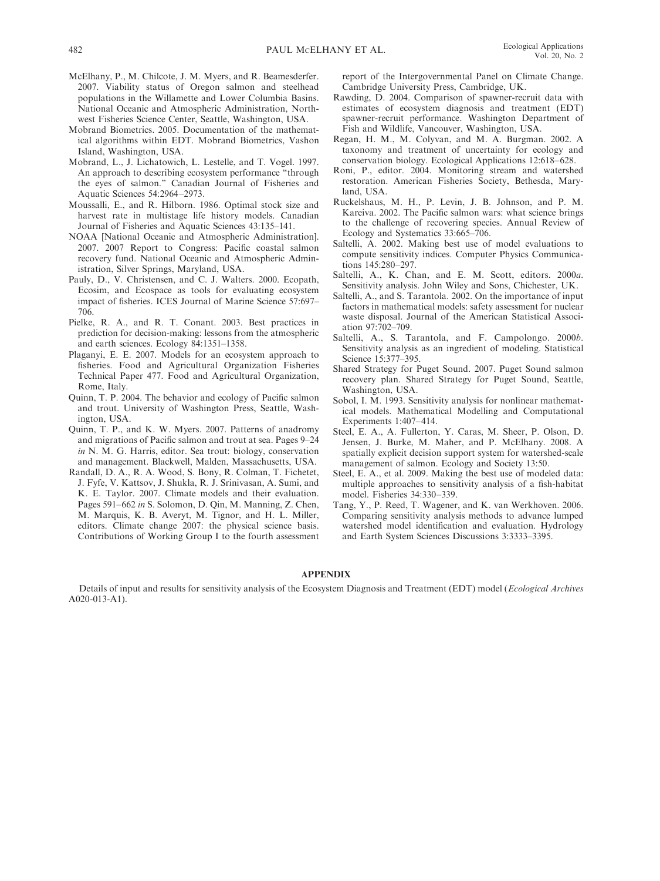McElhany, P., M. Chilcote, J. M. Myers, and R. Beamesderfer. 2007. Viability status of Oregon salmon and steelhead populations in the Willamette and Lower Columbia Basins. National Oceanic and Atmospheric Administration, Northwest Fisheries Science Center, Seattle, Washington, USA.

Mobrand Biometrics. 2005. Documentation of the mathematical algorithms within EDT. Mobrand Biometrics, Vashon Island, Washington, USA.

Mobrand, L., J. Lichatowich, L. Lestelle, and T. Vogel. 1997. An approach to describing ecosystem performance "through the eyes of salmon." Canadian Journal of Fisheries and Aquatic Sciences 54:2964–2973.

Moussalli, E., and R. Hilborn. 1986. Optimal stock size and harvest rate in multistage life history models. Canadian Journal of Fisheries and Aquatic Sciences 43:135–141.

NOAA [National Oceanic and Atmospheric Administration]. 2007. 2007 Report to Congress: Pacific coastal salmon recovery fund. National Oceanic and Atmospheric Administration, Silver Springs, Maryland, USA.

Pauly, D., V. Christensen, and C. J. Walters. 2000. Ecopath, Ecosim, and Ecospace as tools for evaluating ecosystem impact of fisheries. ICES Journal of Marine Science 57:697–706.

Pielke, R. A., and R. T. Conant. 2003. Best practices in prediction for decision-making: lessons from the atmospheric and earth sciences. Ecology 84:1351–1358.

Plaganyi, E. E. 2007. Models for an ecosystem approach to fisheries. Food and Agricultural Organization Fisheries Technical Paper 477. Food and Agricultural Organization, Rome, Italy.

Quinn, T. P. 2004. The behavior and ecology of Pacific salmon and trout. University of Washington Press, Seattle, Washington, USA.

Quinn, T. P., and K. W. Myers. 2007. Patterns of anadromy and migrations of Pacific salmon and trout at sea. Pages 9–24 *in* N. M. G. Harris, editor. Sea trout: biology, conservation and management. Blackwell, Malden, Massachusetts, USA.

Randall, D. A., R. A. Wood, S. Bony, R. Colman, T. Fichetet, J. Fyfe, V. Kattsov, J. Shukla, R. J. Srinivasan, A. Sumi, and K. E. Taylor. 2007. Climate models and their evaluation. Pages 591–662 *in* S. Solomon, D. Qin, M. Manning, Z. Chen, M. Marquis, K. B. Averyt, M. Tignor, and H. L. Miller, editors. Climate change 2007: the physical science basis. Contributions of Working Group I to the fourth assessment report of the Intergovernmental Panel on Climate Change. Cambridge University Press, Cambridge, UK.

Rawding, D. 2004. Comparison of spawner-recruit data with estimates of ecosystem diagnosis and treatment (EDT) spawner-recruit performance. Washington Department of Fish and Wildlife, Vancouver, Washington, USA.

Regan, H. M., M. Colyvan, and M. A. Burgman. 2002. A taxonomy and treatment of uncertainty for ecology and conservation biology. Ecological Applications 12:618–628.

Roni, P., editor. 2004. Monitoring stream and watershed restoration. American Fisheries Society, Bethesda, Maryland, USA.

Ruckelshaus, M. H., P. Levin, J. B. Johnson, and P. M. Kareiva. 2002. The Pacific salmon wars: what science brings to the challenge of recovering species. Annual Review of Ecology and Systematics 33:665–706.

Saltelli, A. 2002. Making best use of model evaluations to compute sensitivity indices. Computer Physics Communications 145:280–297.

Saltelli, A., K. Chan, and E. M. Scott, editors. 2000*a*. Sensitivity analysis. John Wiley and Sons, Chichester, UK.

Saltelli, A., and S. Tarantola. 2002. On the importance of input factors in mathematical models: safety assessment for nuclear waste disposal. Journal of the American Statistical Association 97:702–709.

Saltelli, A., S. Tarantola, and F. Campolongo. 2000*b*. Sensitivity analysis as an ingredient of modeling. Statistical Science 15:377–395.

Shared Strategy for Puget Sound. 2007. Puget Sound salmon recovery plan. Shared Strategy for Puget Sound, Seattle, Washington, USA.

Sobol, I. M. 1993. Sensitivity analysis for nonlinear mathematical models. Mathematical Modelling and Computational Experiments 1:407–414.

Steel, E. A., A. Fullerton, Y. Caras, M. Sheer, P. Olson, D. Jensen, J. Burke, M. Maher, and P. McElhany. 2008. A spatially explicit decision support system for watershed-scale management of salmon. Ecology and Society 13:50.

Steel, E. A., et al. 2009. Making the best use of modeled data: multiple approaches to sensitivity analysis of a fish-habitat model. Fisheries 34:330–339.

Tang, Y., P. Reed, T. Wagener, and K. van Werkhoven. 2006. Comparing sensitivity analysis methods to advance lumped watershed model identification and evaluation. Hydrology and Earth System Sciences Discussions 3:3333–3395.

## APPENDIX

Details of input and results for sensitivity analysis of the Ecosystem Diagnosis and Treatment (EDT) model (*Ecological Archives* A020-013-A1).